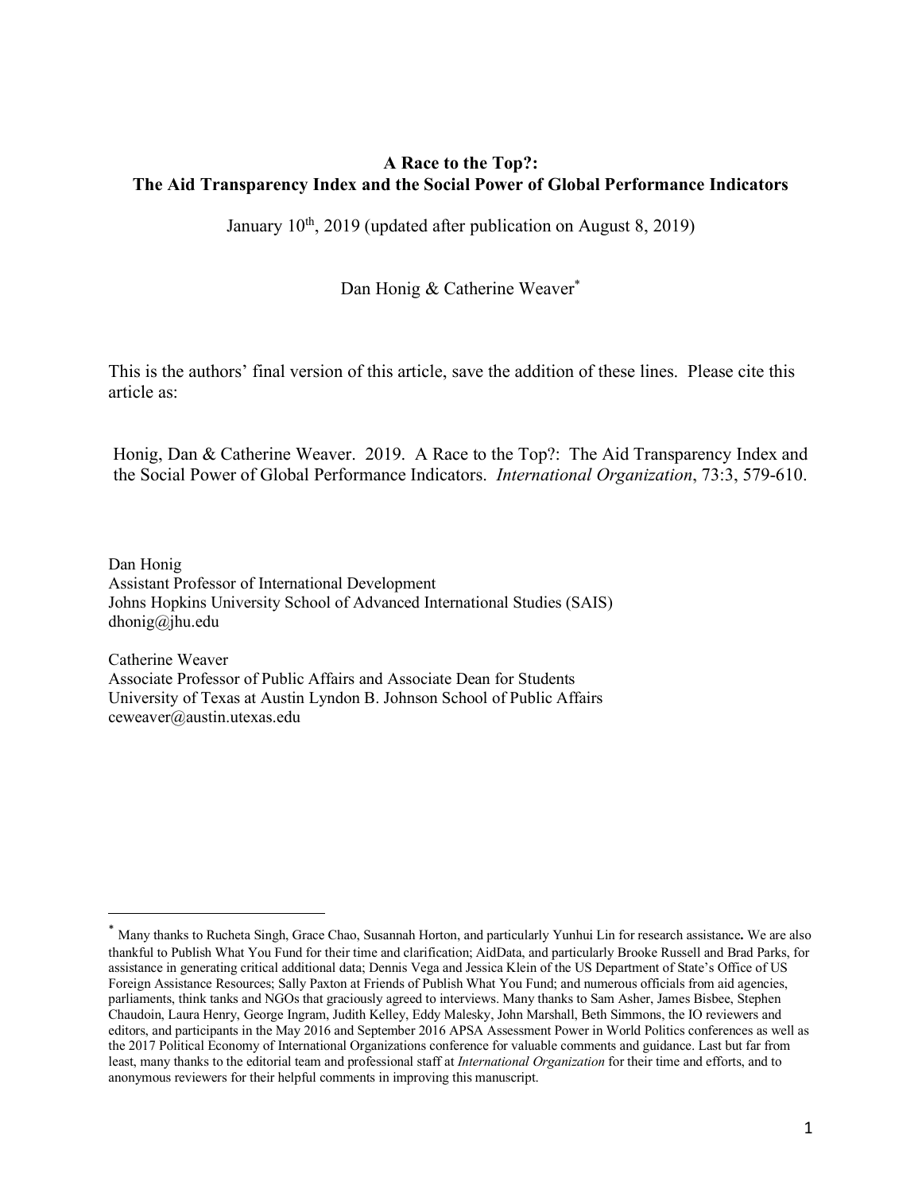**A Race to the Top?:**
**The Aid Transparency Index and the Social Power of Global Performance Indicators**

January 10th, 2019 (updated after publication on August 8, 2019)

Dan Honig & Catherine Weaver*

This is the authors' final version of this article, save the addition of these lines. Please cite this article as:

Honig, Dan & Catherine Weaver. 2019. A Race to the Top?: The Aid Transparency Index and the Social Power of Global Performance Indicators. *International Organization*, 73:3, 579-610.

Dan Honig
Assistant Professor of International Development
Johns Hopkins University School of Advanced International Studies (SAIS)
dhonig@jhu.edu

Catherine Weaver
Associate Professor of Public Affairs and Associate Dean for Students
University of Texas at Austin Lyndon B. Johnson School of Public Affairs
ceweaver@austin.utexas.edu

---

* Many thanks to Rucheta Singh, Grace Chao, Susannah Horton, and particularly Yunhui Lin for research assistance**.** We are also thankful to Publish What You Fund for their time and clarification; AidData, and particularly Brooke Russell and Brad Parks, for assistance in generating critical additional data; Dennis Vega and Jessica Klein of the US Department of State's Office of US Foreign Assistance Resources; Sally Paxton at Friends of Publish What You Fund; and numerous officials from aid agencies, parliaments, think tanks and NGOs that graciously agreed to interviews. Many thanks to Sam Asher, James Bisbee, Stephen Chaudoin, Laura Henry, George Ingram, Judith Kelley, Eddy Malesky, John Marshall, Beth Simmons, the IO reviewers and editors, and participants in the May 2016 and September 2016 APSA Assessment Power in World Politics conferences as well as the 2017 Political Economy of International Organizations conference for valuable comments and guidance. Last but far from least, many thanks to the editorial team and professional staff at *International Organization* for their time and efforts, and to anonymous reviewers for their helpful comments in improving this manuscript.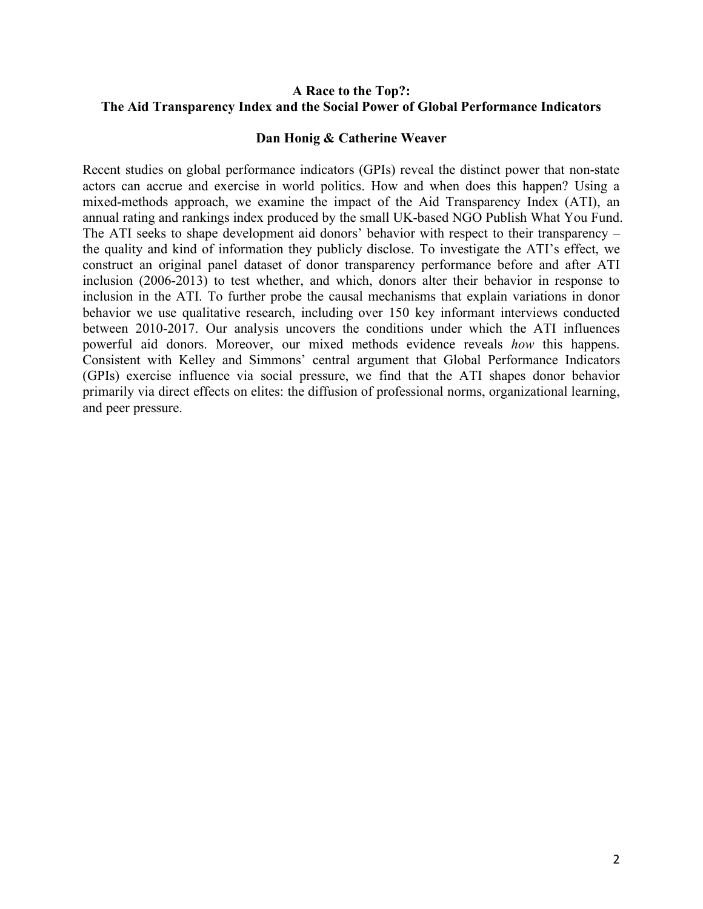**A Race to the Top?:**
**The Aid Transparency Index and the Social Power of Global Performance Indicators**

**Dan Honig & Catherine Weaver**

Recent studies on global performance indicators (GPIs) reveal the distinct power that non-state actors can accrue and exercise in world politics. How and when does this happen? Using a mixed-methods approach, we examine the impact of the Aid Transparency Index (ATI), an annual rating and rankings index produced by the small UK-based NGO Publish What You Fund. The ATI seeks to shape development aid donors' behavior with respect to their transparency – the quality and kind of information they publicly disclose. To investigate the ATI's effect, we construct an original panel dataset of donor transparency performance before and after ATI inclusion (2006-2013) to test whether, and which, donors alter their behavior in response to inclusion in the ATI. To further probe the causal mechanisms that explain variations in donor behavior we use qualitative research, including over 150 key informant interviews conducted between 2010-2017. Our analysis uncovers the conditions under which the ATI influences powerful aid donors. Moreover, our mixed methods evidence reveals *how* this happens. Consistent with Kelley and Simmons' central argument that Global Performance Indicators (GPIs) exercise influence via social pressure, we find that the ATI shapes donor behavior primarily via direct effects on elites: the diffusion of professional norms, organizational learning, and peer pressure.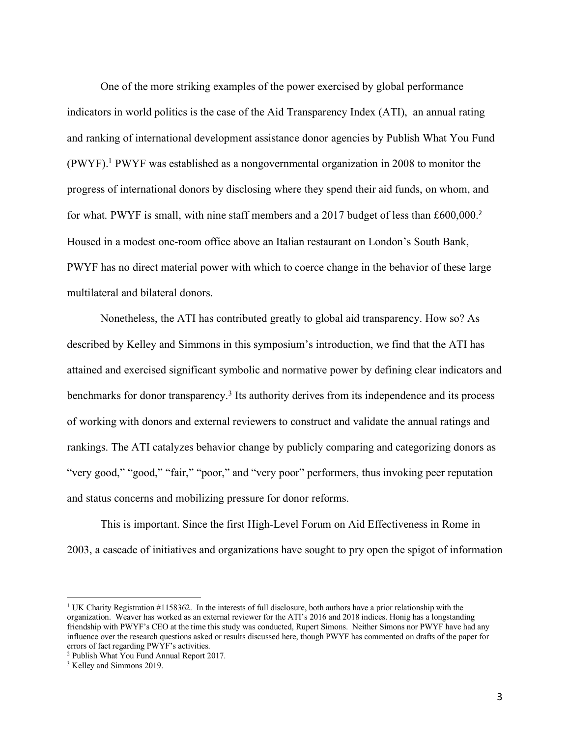One of the more striking examples of the power exercised by global performance indicators in world politics is the case of the Aid Transparency Index (ATI), an annual rating and ranking of international development assistance donor agencies by Publish What You Fund (PWYF).[1] PWYF was established as a nongovernmental organization in 2008 to monitor the progress of international donors by disclosing where they spend their aid funds, on whom, and for what. PWYF is small, with nine staff members and a 2017 budget of less than £600,000.[2] Housed in a modest one-room office above an Italian restaurant on London's South Bank, PWYF has no direct material power with which to coerce change in the behavior of these large multilateral and bilateral donors.

Nonetheless, the ATI has contributed greatly to global aid transparency. How so? As described by Kelley and Simmons in this symposium's introduction, we find that the ATI has attained and exercised significant symbolic and normative power by defining clear indicators and benchmarks for donor transparency.[3] Its authority derives from its independence and its process of working with donors and external reviewers to construct and validate the annual ratings and rankings. The ATI catalyzes behavior change by publicly comparing and categorizing donors as "very good," "good," "fair," "poor," and "very poor" performers, thus invoking peer reputation and status concerns and mobilizing pressure for donor reforms.

This is important. Since the first High-Level Forum on Aid Effectiveness in Rome in 2003, a cascade of initiatives and organizations have sought to pry open the spigot of information

---

[1] UK Charity Registration #1158362. In the interests of full disclosure, both authors have a prior relationship with the organization. Weaver has worked as an external reviewer for the ATI's 2016 and 2018 indices. Honig has a longstanding friendship with PWYF's CEO at the time this study was conducted, Rupert Simons. Neither Simons nor PWYF have had any influence over the research questions asked or results discussed here, though PWYF has commented on drafts of the paper for errors of fact regarding PWYF's activities.

[2] Publish What You Fund Annual Report 2017.

[3] Kelley and Simmons 2019.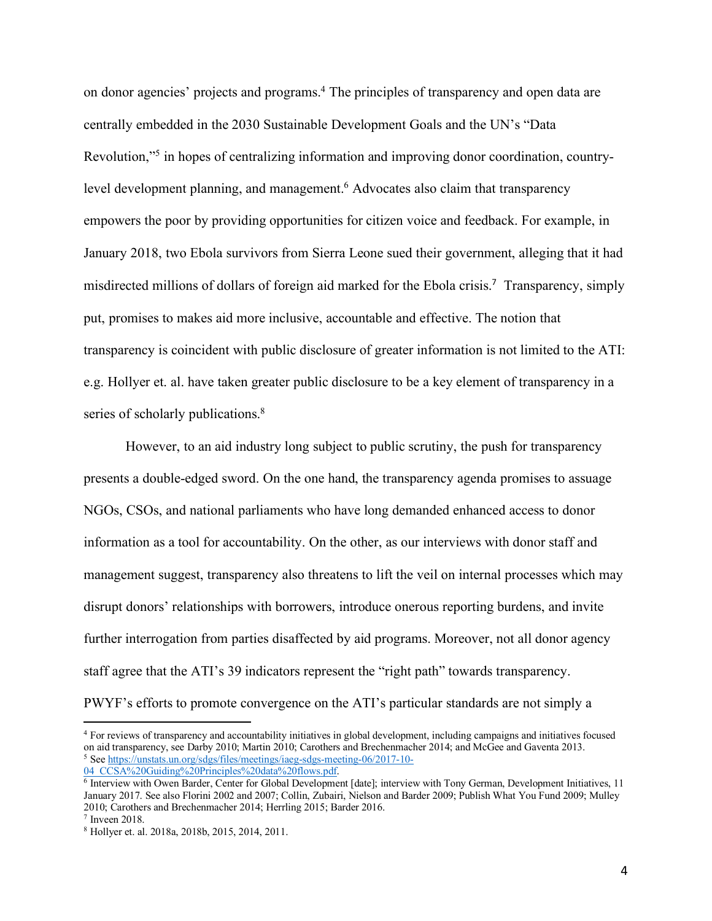on donor agencies' projects and programs.[4] The principles of transparency and open data are centrally embedded in the 2030 Sustainable Development Goals and the UN's "Data Revolution,"[5] in hopes of centralizing information and improving donor coordination, country-level development planning, and management.[6] Advocates also claim that transparency empowers the poor by providing opportunities for citizen voice and feedback. For example, in January 2018, two Ebola survivors from Sierra Leone sued their government, alleging that it had misdirected millions of dollars of foreign aid marked for the Ebola crisis.[7] Transparency, simply put, promises to makes aid more inclusive, accountable and effective. The notion that transparency is coincident with public disclosure of greater information is not limited to the ATI: e.g. Hollyer et. al. have taken greater public disclosure to be a key element of transparency in a series of scholarly publications.[8]

However, to an aid industry long subject to public scrutiny, the push for transparency presents a double-edged sword. On the one hand, the transparency agenda promises to assuage NGOs, CSOs, and national parliaments who have long demanded enhanced access to donor information as a tool for accountability. On the other, as our interviews with donor staff and management suggest, transparency also threatens to lift the veil on internal processes which may disrupt donors' relationships with borrowers, introduce onerous reporting burdens, and invite further interrogation from parties disaffected by aid programs. Moreover, not all donor agency staff agree that the ATI's 39 indicators represent the "right path" towards transparency. PWYF's efforts to promote convergence on the ATI's particular standards are not simply a

---

[4] For reviews of transparency and accountability initiatives in global development, including campaigns and initiatives focused on aid transparency, see Darby 2010; Martin 2010; Carothers and Brechenmacher 2014; and McGee and Gaventa 2013.

[5] See https://unstats.un.org/sdgs/files/meetings/iaeg-sdgs-meeting-06/2017-10-04_CCSA%20Guiding%20Principles%20data%20flows.pdf.

[6] Interview with Owen Barder, Center for Global Development [date]; interview with Tony German, Development Initiatives, 11 January 2017. See also Florini 2002 and 2007; Collin, Zubairi, Nielson and Barder 2009; Publish What You Fund 2009; Mulley 2010; Carothers and Brechenmacher 2014; Herrling 2015; Barder 2016.

[7] Inveen 2018.

[8] Hollyer et. al. 2018a, 2018b, 2015, 2014, 2011.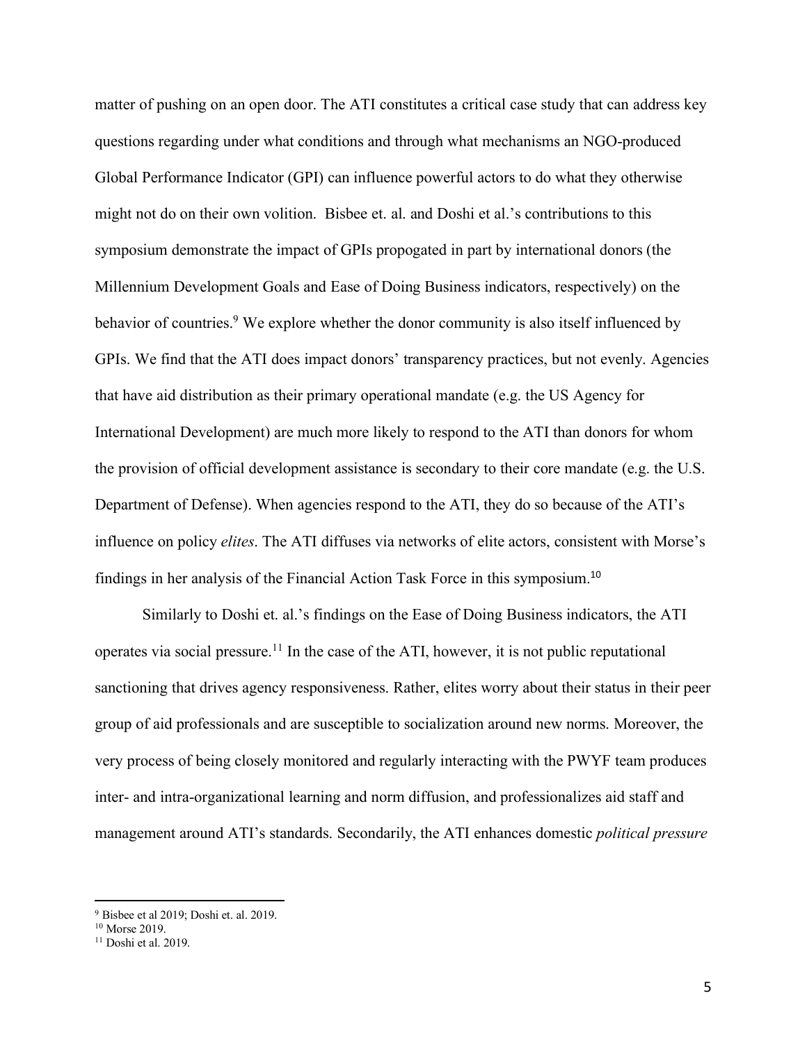matter of pushing on an open door. The ATI constitutes a critical case study that can address key questions regarding under what conditions and through what mechanisms an NGO-produced Global Performance Indicator (GPI) can influence powerful actors to do what they otherwise might not do on their own volition. Bisbee et. al. and Doshi et al.'s contributions to this symposium demonstrate the impact of GPIs propogated in part by international donors (the Millennium Development Goals and Ease of Doing Business indicators, respectively) on the behavior of countries.[9] We explore whether the donor community is also itself influenced by GPIs. We find that the ATI does impact donors' transparency practices, but not evenly. Agencies that have aid distribution as their primary operational mandate (e.g. the US Agency for International Development) are much more likely to respond to the ATI than donors for whom the provision of official development assistance is secondary to their core mandate (e.g. the U.S. Department of Defense). When agencies respond to the ATI, they do so because of the ATI's influence on policy *elites*. The ATI diffuses via networks of elite actors, consistent with Morse's findings in her analysis of the Financial Action Task Force in this symposium.[10]

Similarly to Doshi et. al.'s findings on the Ease of Doing Business indicators, the ATI operates via social pressure.[11] In the case of the ATI, however, it is not public reputational sanctioning that drives agency responsiveness. Rather, elites worry about their status in their peer group of aid professionals and are susceptible to socialization around new norms. Moreover, the very process of being closely monitored and regularly interacting with the PWYF team produces inter- and intra-organizational learning and norm diffusion, and professionalizes aid staff and management around ATI's standards. Secondarily, the ATI enhances domestic *political pressure*

---

[9] Bisbee et al 2019; Doshi et. al. 2019.

[10] Morse 2019.

[11] Doshi et al. 2019.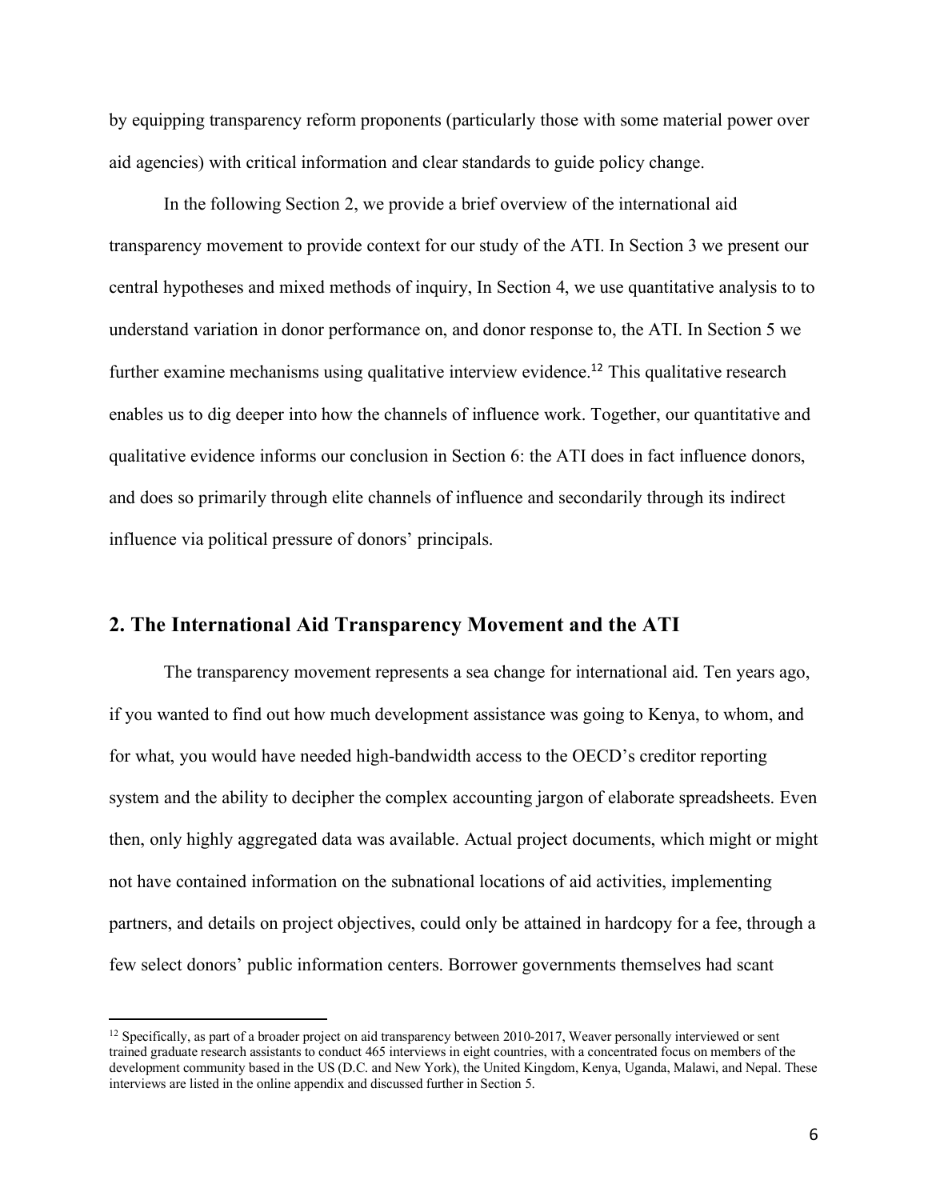by equipping transparency reform proponents (particularly those with some material power over aid agencies) with critical information and clear standards to guide policy change.

In the following Section 2, we provide a brief overview of the international aid transparency movement to provide context for our study of the ATI. In Section 3 we present our central hypotheses and mixed methods of inquiry, In Section 4, we use quantitative analysis to to understand variation in donor performance on, and donor response to, the ATI. In Section 5 we further examine mechanisms using qualitative interview evidence.[12] This qualitative research enables us to dig deeper into how the channels of influence work. Together, our quantitative and qualitative evidence informs our conclusion in Section 6: the ATI does in fact influence donors, and does so primarily through elite channels of influence and secondarily through its indirect influence via political pressure of donors' principals.

## 2. The International Aid Transparency Movement and the ATI

The transparency movement represents a sea change for international aid. Ten years ago, if you wanted to find out how much development assistance was going to Kenya, to whom, and for what, you would have needed high-bandwidth access to the OECD's creditor reporting system and the ability to decipher the complex accounting jargon of elaborate spreadsheets. Even then, only highly aggregated data was available. Actual project documents, which might or might not have contained information on the subnational locations of aid activities, implementing partners, and details on project objectives, could only be attained in hardcopy for a fee, through a few select donors' public information centers. Borrower governments themselves had scant

[12] Specifically, as part of a broader project on aid transparency between 2010-2017, Weaver personally interviewed or sent trained graduate research assistants to conduct 465 interviews in eight countries, with a concentrated focus on members of the development community based in the US (D.C. and New York), the United Kingdom, Kenya, Uganda, Malawi, and Nepal. These interviews are listed in the online appendix and discussed further in Section 5.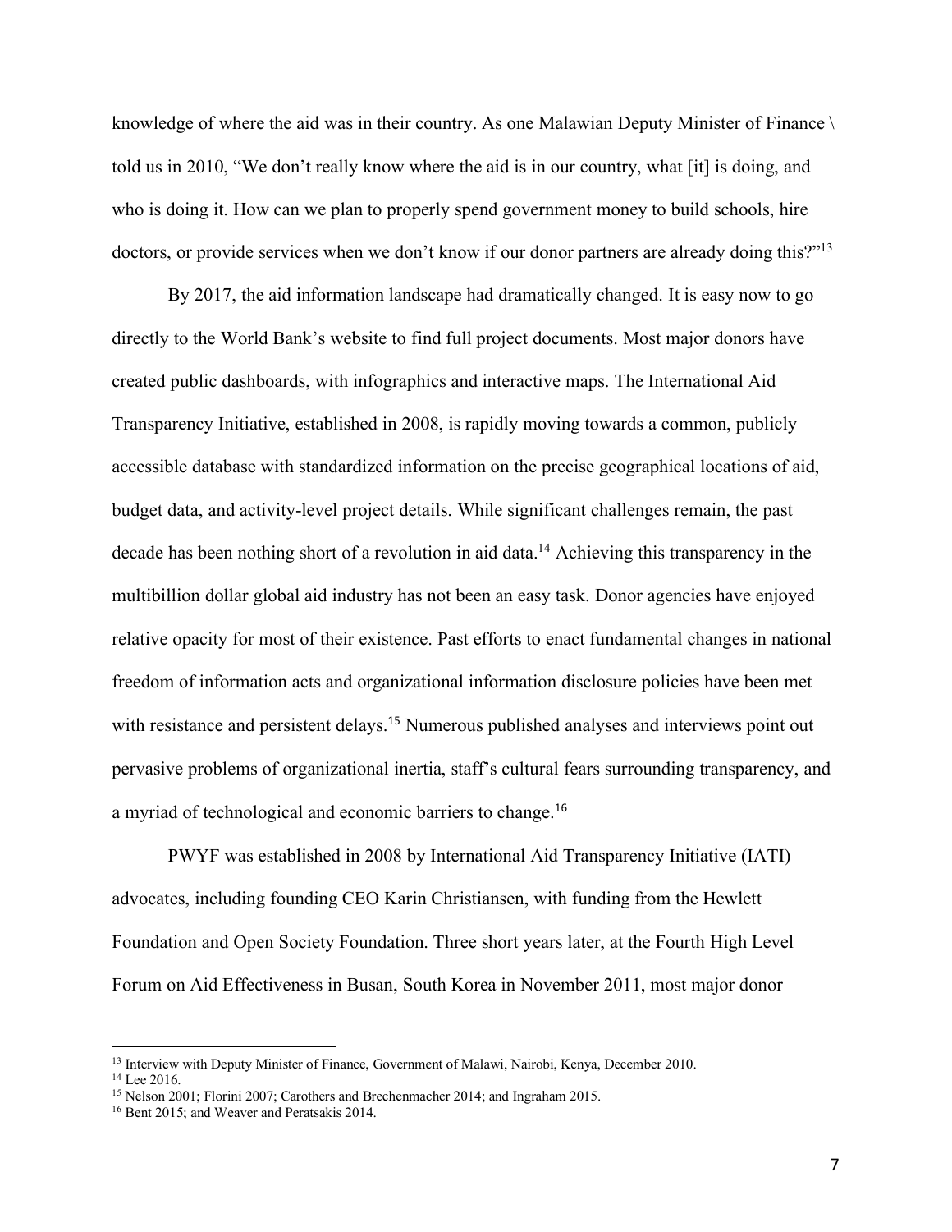knowledge of where the aid was in their country. As one Malawian Deputy Minister of Finance \ told us in 2010, "We don't really know where the aid is in our country, what [it] is doing, and who is doing it. How can we plan to properly spend government money to build schools, hire doctors, or provide services when we don't know if our donor partners are already doing this?"[13]

By 2017, the aid information landscape had dramatically changed. It is easy now to go directly to the World Bank's website to find full project documents. Most major donors have created public dashboards, with infographics and interactive maps. The International Aid Transparency Initiative, established in 2008, is rapidly moving towards a common, publicly accessible database with standardized information on the precise geographical locations of aid, budget data, and activity-level project details. While significant challenges remain, the past decade has been nothing short of a revolution in aid data.[14] Achieving this transparency in the multibillion dollar global aid industry has not been an easy task. Donor agencies have enjoyed relative opacity for most of their existence. Past efforts to enact fundamental changes in national freedom of information acts and organizational information disclosure policies have been met with resistance and persistent delays.[15] Numerous published analyses and interviews point out pervasive problems of organizational inertia, staff's cultural fears surrounding transparency, and a myriad of technological and economic barriers to change.[16]

PWYF was established in 2008 by International Aid Transparency Initiative (IATI) advocates, including founding CEO Karin Christiansen, with funding from the Hewlett Foundation and Open Society Foundation. Three short years later, at the Fourth High Level Forum on Aid Effectiveness in Busan, South Korea in November 2011, most major donor

---

[13] Interview with Deputy Minister of Finance, Government of Malawi, Nairobi, Kenya, December 2010.

[14] Lee 2016.

[15] Nelson 2001; Florini 2007; Carothers and Brechenmacher 2014; and Ingraham 2015.

[16] Bent 2015; and Weaver and Peratsakis 2014.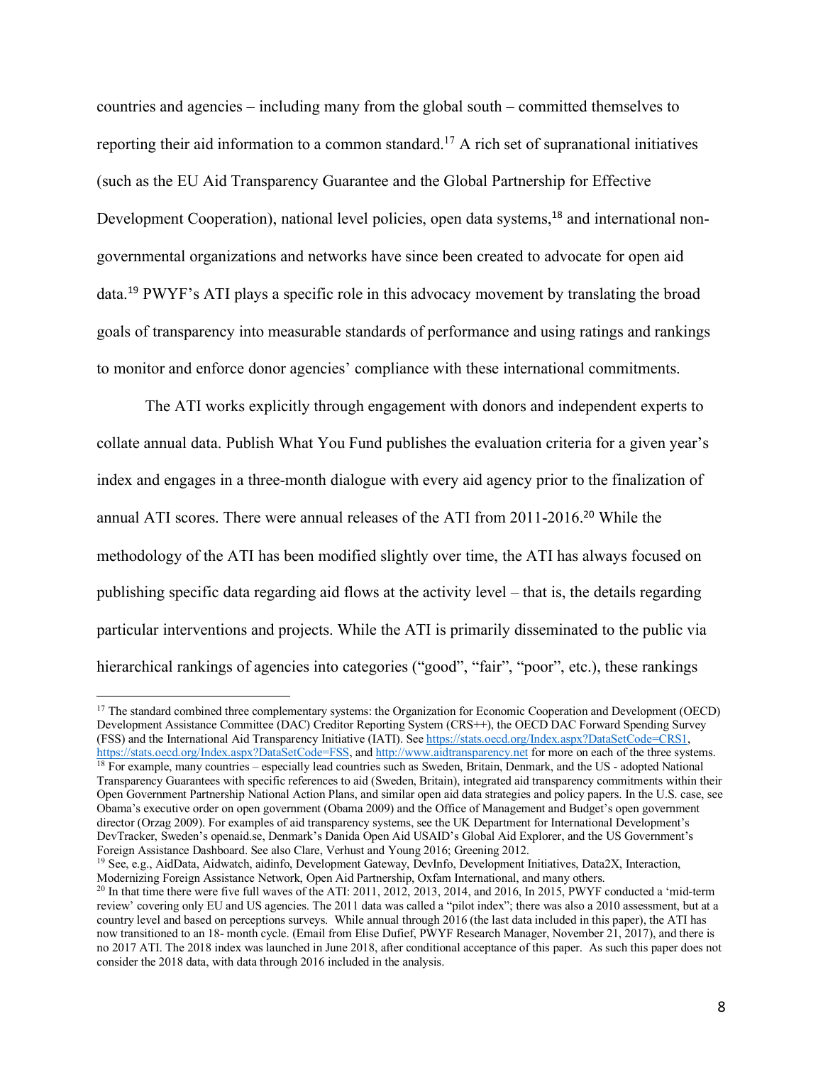countries and agencies – including many from the global south – committed themselves to reporting their aid information to a common standard.[17] A rich set of supranational initiatives (such as the EU Aid Transparency Guarantee and the Global Partnership for Effective Development Cooperation), national level policies, open data systems,[18] and international non-governmental organizations and networks have since been created to advocate for open aid data.[19] PWYF's ATI plays a specific role in this advocacy movement by translating the broad goals of transparency into measurable standards of performance and using ratings and rankings to monitor and enforce donor agencies' compliance with these international commitments.

The ATI works explicitly through engagement with donors and independent experts to collate annual data. Publish What You Fund publishes the evaluation criteria for a given year's index and engages in a three-month dialogue with every aid agency prior to the finalization of annual ATI scores. There were annual releases of the ATI from 2011-2016.[20] While the methodology of the ATI has been modified slightly over time, the ATI has always focused on publishing specific data regarding aid flows at the activity level – that is, the details regarding particular interventions and projects. While the ATI is primarily disseminated to the public via hierarchical rankings of agencies into categories ("good", "fair", "poor", etc.), these rankings

---

[17] The standard combined three complementary systems: the Organization for Economic Cooperation and Development (OECD) Development Assistance Committee (DAC) Creditor Reporting System (CRS++), the OECD DAC Forward Spending Survey (FSS) and the International Aid Transparency Initiative (IATI). See https://stats.oecd.org/Index.aspx?DataSetCode=CRS1, https://stats.oecd.org/Index.aspx?DataSetCode=FSS, and http://www.aidtransparency.net for more on each of the three systems.

[18] For example, many countries – especially lead countries such as Sweden, Britain, Denmark, and the US - adopted National Transparency Guarantees with specific references to aid (Sweden, Britain), integrated aid transparency commitments within their Open Government Partnership National Action Plans, and similar open aid data strategies and policy papers. In the U.S. case, see Obama's executive order on open government (Obama 2009) and the Office of Management and Budget's open government director (Orzag 2009). For examples of aid transparency systems, see the UK Department for International Development's DevTracker, Sweden's openaid.se, Denmark's Danida Open Aid USAID's Global Aid Explorer, and the US Government's Foreign Assistance Dashboard. See also Clare, Verhust and Young 2016; Greening 2012.

[19] See, e.g., AidData, Aidwatch, aidinfo, Development Gateway, DevInfo, Development Initiatives, Data2X, Interaction, Modernizing Foreign Assistance Network, Open Aid Partnership, Oxfam International, and many others.

[20] In that time there were five full waves of the ATI: 2011, 2012, 2013, 2014, and 2016, In 2015, PWYF conducted a 'mid-term review' covering only EU and US agencies. The 2011 data was called a "pilot index"; there was also a 2010 assessment, but at a country level and based on perceptions surveys. While annual through 2016 (the last data included in this paper), the ATI has now transitioned to an 18- month cycle. (Email from Elise Dufief, PWYF Research Manager, November 21, 2017), and there is no 2017 ATI. The 2018 index was launched in June 2018, after conditional acceptance of this paper. As such this paper does not consider the 2018 data, with data through 2016 included in the analysis.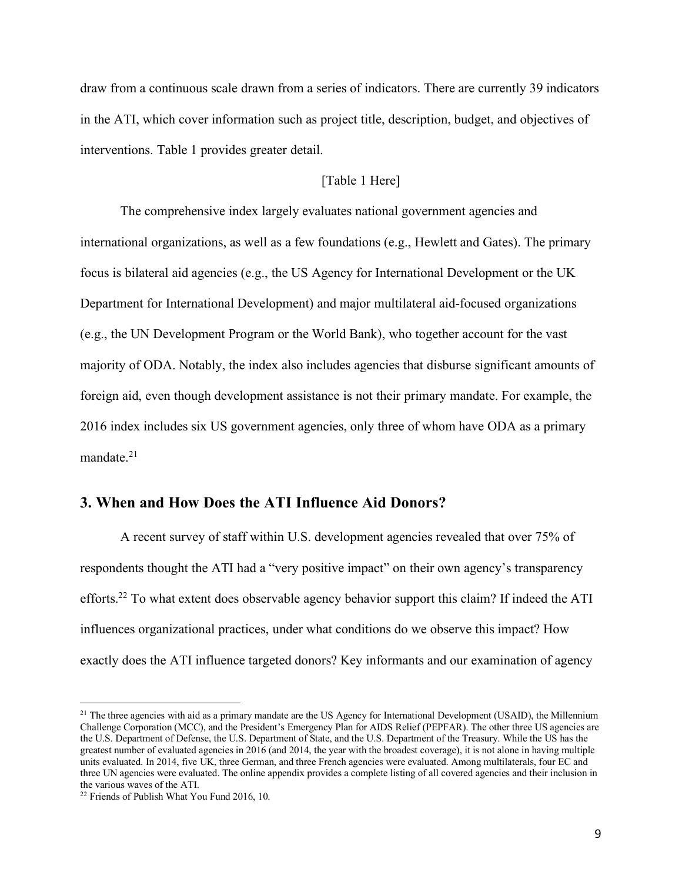draw from a continuous scale drawn from a series of indicators. There are currently 39 indicators in the ATI, which cover information such as project title, description, budget, and objectives of interventions. Table 1 provides greater detail.

[Table 1 Here]

The comprehensive index largely evaluates national government agencies and international organizations, as well as a few foundations (e.g., Hewlett and Gates). The primary focus is bilateral aid agencies (e.g., the US Agency for International Development or the UK Department for International Development) and major multilateral aid-focused organizations (e.g., the UN Development Program or the World Bank), who together account for the vast majority of ODA. Notably, the index also includes agencies that disburse significant amounts of foreign aid, even though development assistance is not their primary mandate. For example, the 2016 index includes six US government agencies, only three of whom have ODA as a primary mandate.[21]

## 3. When and How Does the ATI Influence Aid Donors?

A recent survey of staff within U.S. development agencies revealed that over 75% of respondents thought the ATI had a "very positive impact" on their own agency's transparency efforts.[22] To what extent does observable agency behavior support this claim? If indeed the ATI influences organizational practices, under what conditions do we observe this impact? How exactly does the ATI influence targeted donors? Key informants and our examination of agency

---

[21] The three agencies with aid as a primary mandate are the US Agency for International Development (USAID), the Millennium Challenge Corporation (MCC), and the President's Emergency Plan for AIDS Relief (PEPFAR). The other three US agencies are the U.S. Department of Defense, the U.S. Department of State, and the U.S. Department of the Treasury. While the US has the greatest number of evaluated agencies in 2016 (and 2014, the year with the broadest coverage), it is not alone in having multiple units evaluated. In 2014, five UK, three German, and three French agencies were evaluated. Among multilaterals, four EC and three UN agencies were evaluated. The online appendix provides a complete listing of all covered agencies and their inclusion in the various waves of the ATI.

[22] Friends of Publish What You Fund 2016, 10.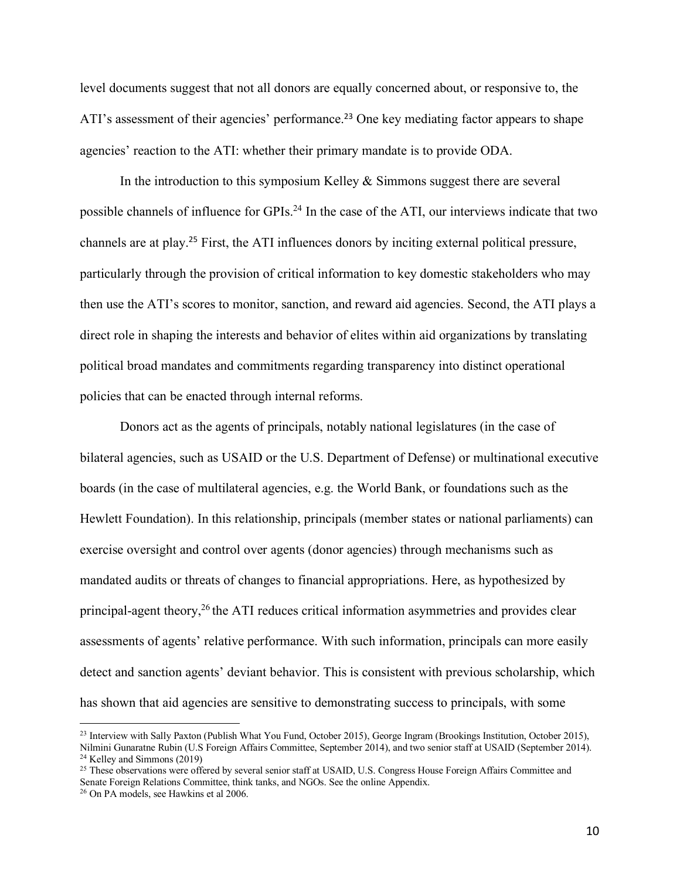level documents suggest that not all donors are equally concerned about, or responsive to, the ATI's assessment of their agencies' performance.[23] One key mediating factor appears to shape agencies' reaction to the ATI: whether their primary mandate is to provide ODA.

In the introduction to this symposium Kelley & Simmons suggest there are several possible channels of influence for GPIs.[24] In the case of the ATI, our interviews indicate that two channels are at play.[25] First, the ATI influences donors by inciting external political pressure, particularly through the provision of critical information to key domestic stakeholders who may then use the ATI's scores to monitor, sanction, and reward aid agencies. Second, the ATI plays a direct role in shaping the interests and behavior of elites within aid organizations by translating political broad mandates and commitments regarding transparency into distinct operational policies that can be enacted through internal reforms.

Donors act as the agents of principals, notably national legislatures (in the case of bilateral agencies, such as USAID or the U.S. Department of Defense) or multinational executive boards (in the case of multilateral agencies, e.g. the World Bank, or foundations such as the Hewlett Foundation). In this relationship, principals (member states or national parliaments) can exercise oversight and control over agents (donor agencies) through mechanisms such as mandated audits or threats of changes to financial appropriations. Here, as hypothesized by principal-agent theory,[26] the ATI reduces critical information asymmetries and provides clear assessments of agents' relative performance. With such information, principals can more easily detect and sanction agents' deviant behavior. This is consistent with previous scholarship, which has shown that aid agencies are sensitive to demonstrating success to principals, with some

[23] Interview with Sally Paxton (Publish What You Fund, October 2015), George Ingram (Brookings Institution, October 2015), Nilmini Gunaratne Rubin (U.S Foreign Affairs Committee, September 2014), and two senior staff at USAID (September 2014).
[24] Kelley and Simmons (2019)
[25] These observations were offered by several senior staff at USAID, U.S. Congress House Foreign Affairs Committee and Senate Foreign Relations Committee, think tanks, and NGOs. See the online Appendix.
[26] On PA models, see Hawkins et al 2006.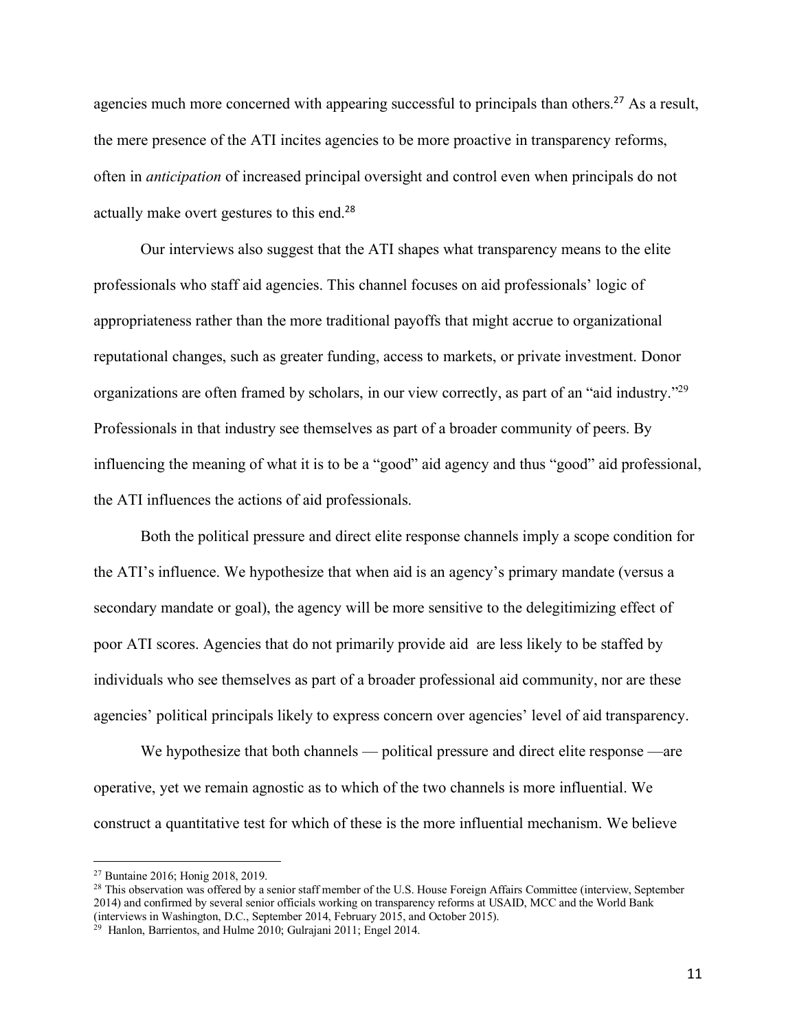agencies much more concerned with appearing successful to principals than others.[27] As a result, the mere presence of the ATI incites agencies to be more proactive in transparency reforms, often in *anticipation* of increased principal oversight and control even when principals do not actually make overt gestures to this end.[28]

Our interviews also suggest that the ATI shapes what transparency means to the elite professionals who staff aid agencies. This channel focuses on aid professionals' logic of appropriateness rather than the more traditional payoffs that might accrue to organizational reputational changes, such as greater funding, access to markets, or private investment. Donor organizations are often framed by scholars, in our view correctly, as part of an "aid industry."[29] Professionals in that industry see themselves as part of a broader community of peers. By influencing the meaning of what it is to be a "good" aid agency and thus "good" aid professional, the ATI influences the actions of aid professionals.

Both the political pressure and direct elite response channels imply a scope condition for the ATI's influence. We hypothesize that when aid is an agency's primary mandate (versus a secondary mandate or goal), the agency will be more sensitive to the delegitimizing effect of poor ATI scores. Agencies that do not primarily provide aid are less likely to be staffed by individuals who see themselves as part of a broader professional aid community, nor are these agencies' political principals likely to express concern over agencies' level of aid transparency.

We hypothesize that both channels — political pressure and direct elite response —are operative, yet we remain agnostic as to which of the two channels is more influential. We construct a quantitative test for which of these is the more influential mechanism. We believe

---

[27] Buntaine 2016; Honig 2018, 2019.

[28] This observation was offered by a senior staff member of the U.S. House Foreign Affairs Committee (interview, September 2014) and confirmed by several senior officials working on transparency reforms at USAID, MCC and the World Bank (interviews in Washington, D.C., September 2014, February 2015, and October 2015).

[29] Hanlon, Barrientos, and Hulme 2010; Gulrajani 2011; Engel 2014.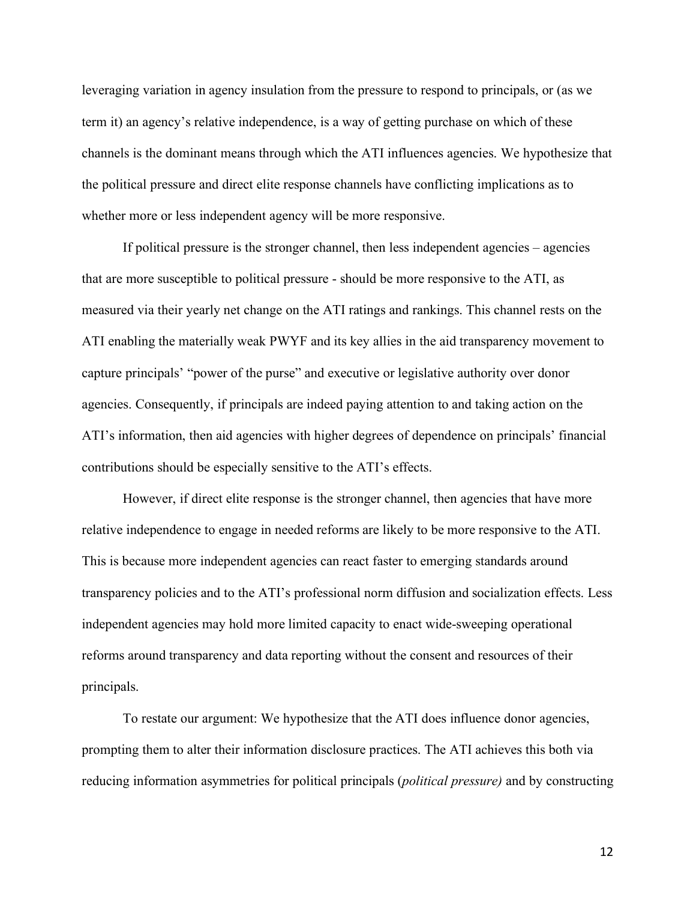leveraging variation in agency insulation from the pressure to respond to principals, or (as we term it) an agency's relative independence, is a way of getting purchase on which of these channels is the dominant means through which the ATI influences agencies. We hypothesize that the political pressure and direct elite response channels have conflicting implications as to whether more or less independent agency will be more responsive.

If political pressure is the stronger channel, then less independent agencies – agencies that are more susceptible to political pressure - should be more responsive to the ATI, as measured via their yearly net change on the ATI ratings and rankings. This channel rests on the ATI enabling the materially weak PWYF and its key allies in the aid transparency movement to capture principals' "power of the purse" and executive or legislative authority over donor agencies. Consequently, if principals are indeed paying attention to and taking action on the ATI's information, then aid agencies with higher degrees of dependence on principals' financial contributions should be especially sensitive to the ATI's effects.

However, if direct elite response is the stronger channel, then agencies that have more relative independence to engage in needed reforms are likely to be more responsive to the ATI. This is because more independent agencies can react faster to emerging standards around transparency policies and to the ATI's professional norm diffusion and socialization effects. Less independent agencies may hold more limited capacity to enact wide-sweeping operational reforms around transparency and data reporting without the consent and resources of their principals.

To restate our argument: We hypothesize that the ATI does influence donor agencies, prompting them to alter their information disclosure practices. The ATI achieves this both via reducing information asymmetries for political principals (*political pressure)* and by constructing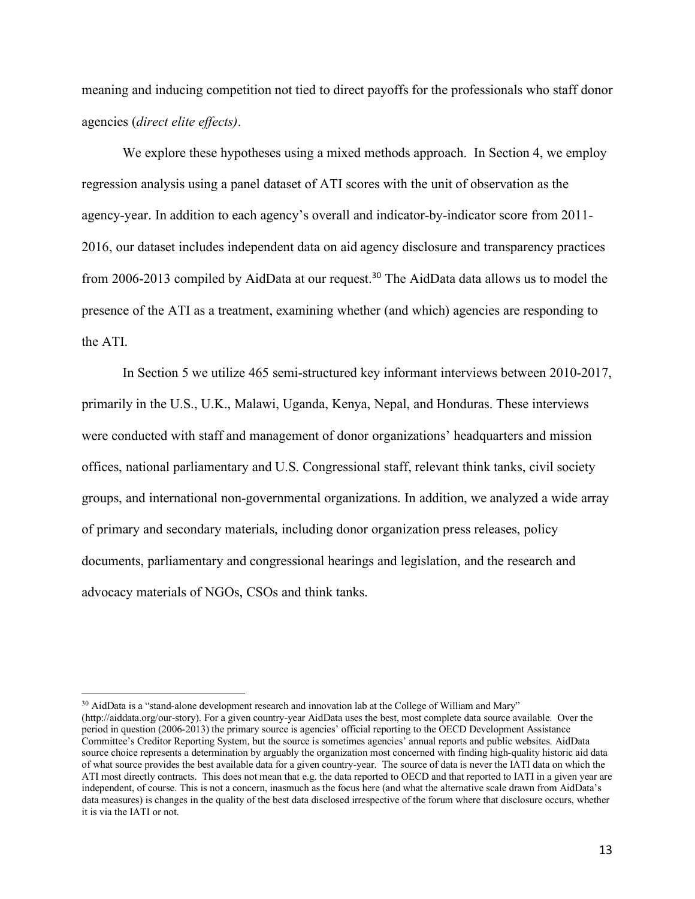meaning and inducing competition not tied to direct payoffs for the professionals who staff donor agencies (*direct elite effects)*.

We explore these hypotheses using a mixed methods approach. In Section 4, we employ regression analysis using a panel dataset of ATI scores with the unit of observation as the agency-year. In addition to each agency's overall and indicator-by-indicator score from 2011-2016, our dataset includes independent data on aid agency disclosure and transparency practices from 2006-2013 compiled by AidData at our request.[30] The AidData data allows us to model the presence of the ATI as a treatment, examining whether (and which) agencies are responding to the ATI.

In Section 5 we utilize 465 semi-structured key informant interviews between 2010-2017, primarily in the U.S., U.K., Malawi, Uganda, Kenya, Nepal, and Honduras. These interviews were conducted with staff and management of donor organizations' headquarters and mission offices, national parliamentary and U.S. Congressional staff, relevant think tanks, civil society groups, and international non-governmental organizations. In addition, we analyzed a wide array of primary and secondary materials, including donor organization press releases, policy documents, parliamentary and congressional hearings and legislation, and the research and advocacy materials of NGOs, CSOs and think tanks.

---

[30] AidData is a "stand-alone development research and innovation lab at the College of William and Mary" (http://aiddata.org/our-story). For a given country-year AidData uses the best, most complete data source available. Over the period in question (2006-2013) the primary source is agencies' official reporting to the OECD Development Assistance Committee's Creditor Reporting System, but the source is sometimes agencies' annual reports and public websites. AidData source choice represents a determination by arguably the organization most concerned with finding high-quality historic aid data of what source provides the best available data for a given country-year. The source of data is never the IATI data on which the ATI most directly contracts. This does not mean that e.g. the data reported to OECD and that reported to IATI in a given year are independent, of course. This is not a concern, inasmuch as the focus here (and what the alternative scale drawn from AidData's data measures) is changes in the quality of the best data disclosed irrespective of the forum where that disclosure occurs, whether it is via the IATI or not.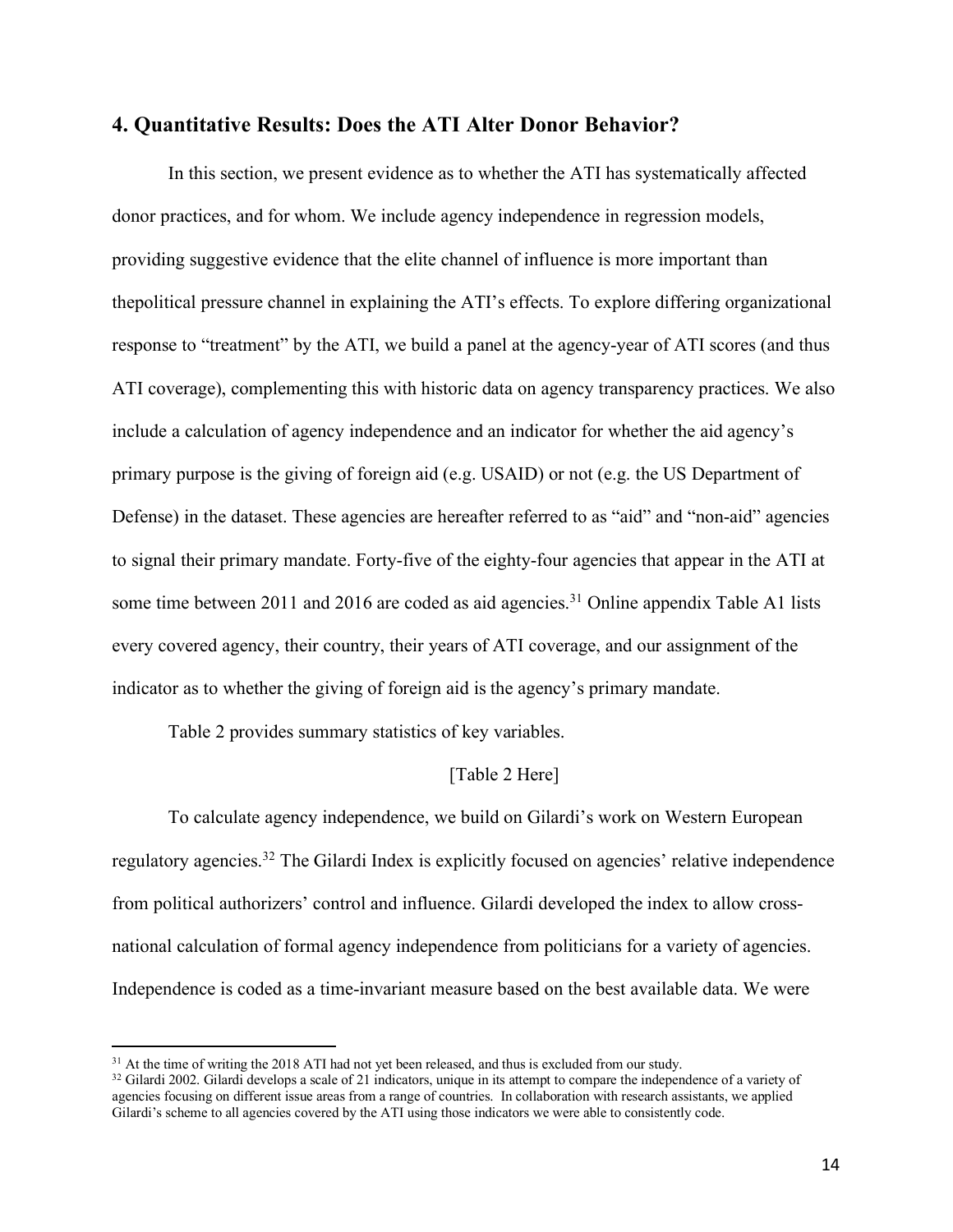## 4. Quantitative Results: Does the ATI Alter Donor Behavior?

In this section, we present evidence as to whether the ATI has systematically affected donor practices, and for whom. We include agency independence in regression models, providing suggestive evidence that the elite channel of influence is more important than thepolitical pressure channel in explaining the ATI's effects. To explore differing organizational response to "treatment" by the ATI, we build a panel at the agency-year of ATI scores (and thus ATI coverage), complementing this with historic data on agency transparency practices. We also include a calculation of agency independence and an indicator for whether the aid agency's primary purpose is the giving of foreign aid (e.g. USAID) or not (e.g. the US Department of Defense) in the dataset. These agencies are hereafter referred to as "aid" and "non-aid" agencies to signal their primary mandate. Forty-five of the eighty-four agencies that appear in the ATI at some time between 2011 and 2016 are coded as aid agencies.[31] Online appendix Table A1 lists every covered agency, their country, their years of ATI coverage, and our assignment of the indicator as to whether the giving of foreign aid is the agency's primary mandate.

Table 2 provides summary statistics of key variables.

[Table 2 Here]

To calculate agency independence, we build on Gilardi's work on Western European regulatory agencies.[32] The Gilardi Index is explicitly focused on agencies' relative independence from political authorizers' control and influence. Gilardi developed the index to allow cross-national calculation of formal agency independence from politicians for a variety of agencies. Independence is coded as a time-invariant measure based on the best available data. We were

---

[31] At the time of writing the 2018 ATI had not yet been released, and thus is excluded from our study.

[32] Gilardi 2002. Gilardi develops a scale of 21 indicators, unique in its attempt to compare the independence of a variety of agencies focusing on different issue areas from a range of countries. In collaboration with research assistants, we applied Gilardi's scheme to all agencies covered by the ATI using those indicators we were able to consistently code.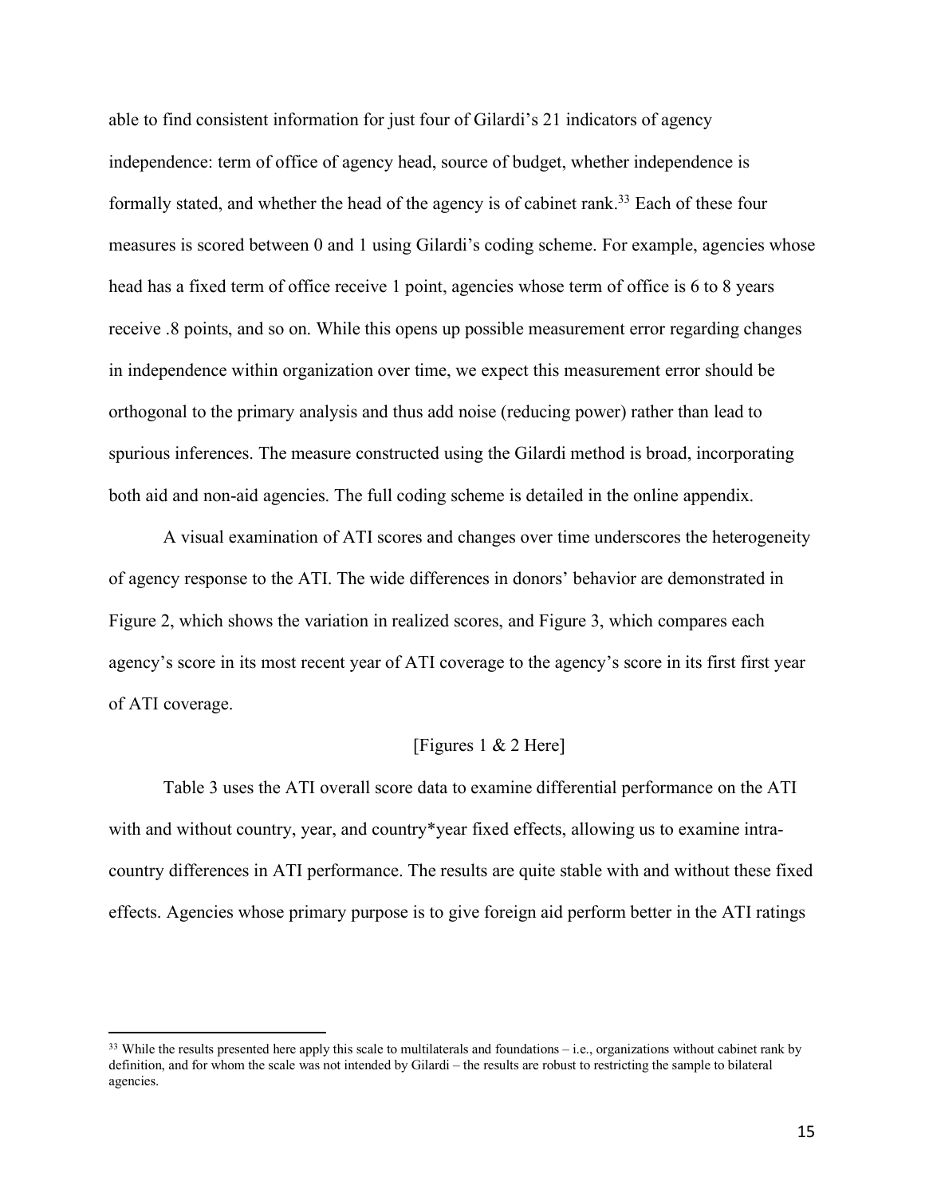able to find consistent information for just four of Gilardi's 21 indicators of agency independence: term of office of agency head, source of budget, whether independence is formally stated, and whether the head of the agency is of cabinet rank.[33] Each of these four measures is scored between 0 and 1 using Gilardi's coding scheme. For example, agencies whose head has a fixed term of office receive 1 point, agencies whose term of office is 6 to 8 years receive .8 points, and so on. While this opens up possible measurement error regarding changes in independence within organization over time, we expect this measurement error should be orthogonal to the primary analysis and thus add noise (reducing power) rather than lead to spurious inferences. The measure constructed using the Gilardi method is broad, incorporating both aid and non-aid agencies. The full coding scheme is detailed in the online appendix.

A visual examination of ATI scores and changes over time underscores the heterogeneity of agency response to the ATI. The wide differences in donors' behavior are demonstrated in Figure 2, which shows the variation in realized scores, and Figure 3, which compares each agency's score in its most recent year of ATI coverage to the agency's score in its first first year of ATI coverage.

[Figures 1 & 2 Here]

Table 3 uses the ATI overall score data to examine differential performance on the ATI with and without country, year, and country*year fixed effects, allowing us to examine intra-country differences in ATI performance. The results are quite stable with and without these fixed effects. Agencies whose primary purpose is to give foreign aid perform better in the ATI ratings

[33] While the results presented here apply this scale to multilaterals and foundations – i.e., organizations without cabinet rank by definition, and for whom the scale was not intended by Gilardi – the results are robust to restricting the sample to bilateral agencies.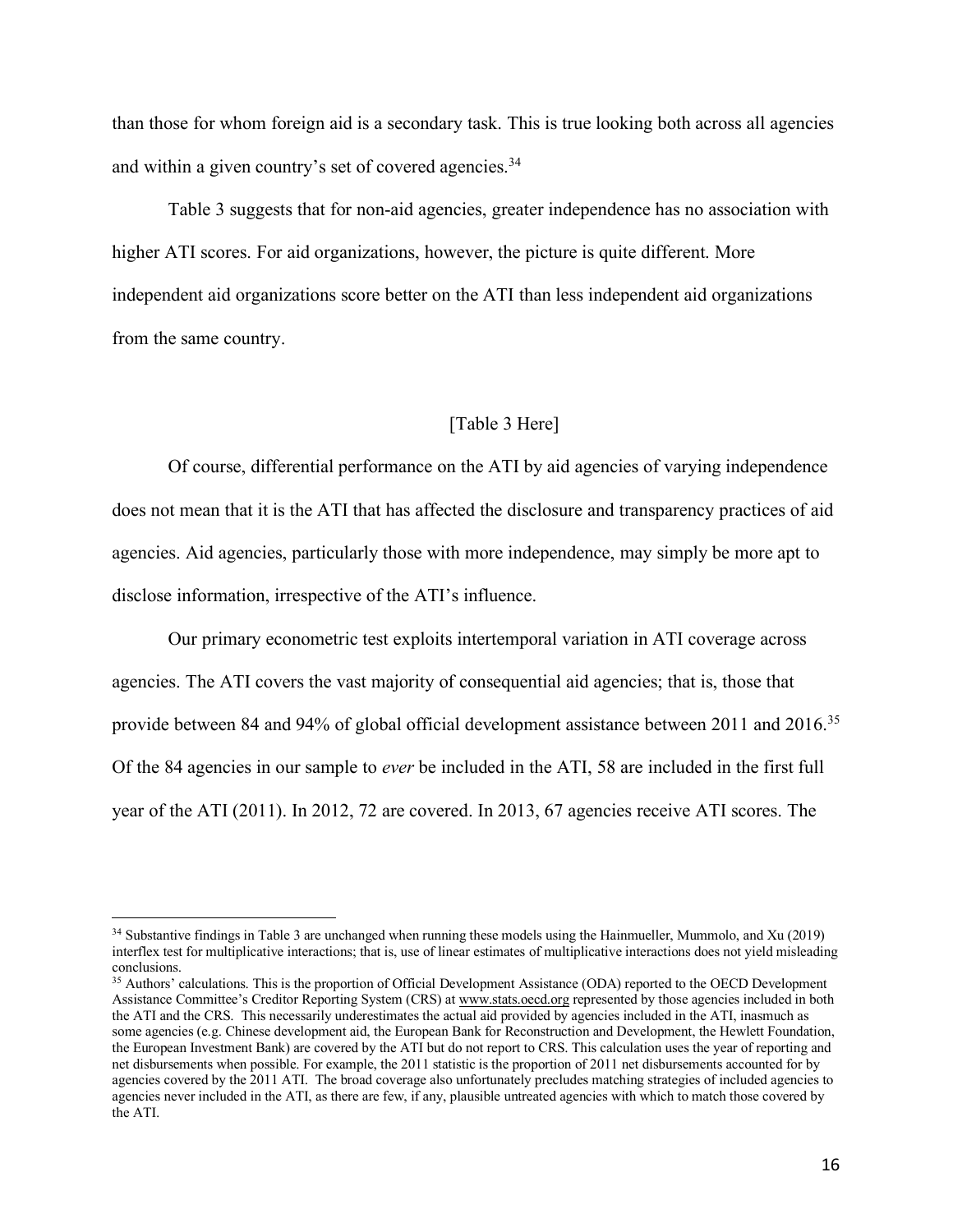than those for whom foreign aid is a secondary task. This is true looking both across all agencies and within a given country's set of covered agencies.[34]

Table 3 suggests that for non-aid agencies, greater independence has no association with higher ATI scores. For aid organizations, however, the picture is quite different. More independent aid organizations score better on the ATI than less independent aid organizations from the same country.

[Table 3 Here]

Of course, differential performance on the ATI by aid agencies of varying independence does not mean that it is the ATI that has affected the disclosure and transparency practices of aid agencies. Aid agencies, particularly those with more independence, may simply be more apt to disclose information, irrespective of the ATI's influence.

Our primary econometric test exploits intertemporal variation in ATI coverage across agencies. The ATI covers the vast majority of consequential aid agencies; that is, those that provide between 84 and 94% of global official development assistance between 2011 and 2016.[35] Of the 84 agencies in our sample to *ever* be included in the ATI, 58 are included in the first full year of the ATI (2011). In 2012, 72 are covered. In 2013, 67 agencies receive ATI scores. The

---

[34] Substantive findings in Table 3 are unchanged when running these models using the Hainmueller, Mummolo, and Xu (2019) interflex test for multiplicative interactions; that is, use of linear estimates of multiplicative interactions does not yield misleading conclusions.

[35] Authors' calculations. This is the proportion of Official Development Assistance (ODA) reported to the OECD Development Assistance Committee's Creditor Reporting System (CRS) at www.stats.oecd.org represented by those agencies included in both the ATI and the CRS. This necessarily underestimates the actual aid provided by agencies included in the ATI, inasmuch as some agencies (e.g. Chinese development aid, the European Bank for Reconstruction and Development, the Hewlett Foundation, the European Investment Bank) are covered by the ATI but do not report to CRS. This calculation uses the year of reporting and net disbursements when possible. For example, the 2011 statistic is the proportion of 2011 net disbursements accounted for by agencies covered by the 2011 ATI. The broad coverage also unfortunately precludes matching strategies of included agencies to agencies never included in the ATI, as there are few, if any, plausible untreated agencies with which to match those covered by the ATI.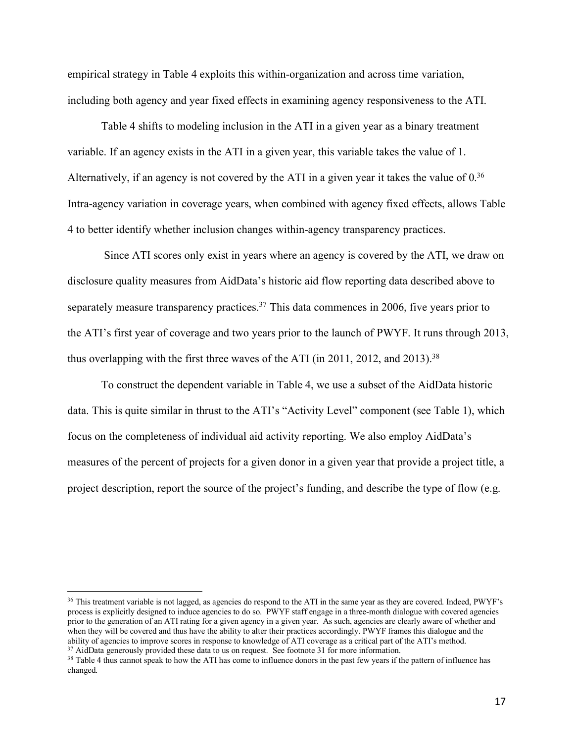empirical strategy in Table 4 exploits this within-organization and across time variation, including both agency and year fixed effects in examining agency responsiveness to the ATI.

Table 4 shifts to modeling inclusion in the ATI in a given year as a binary treatment variable. If an agency exists in the ATI in a given year, this variable takes the value of 1. Alternatively, if an agency is not covered by the ATI in a given year it takes the value of 0.[36] Intra-agency variation in coverage years, when combined with agency fixed effects, allows Table 4 to better identify whether inclusion changes within-agency transparency practices.

Since ATI scores only exist in years where an agency is covered by the ATI, we draw on disclosure quality measures from AidData's historic aid flow reporting data described above to separately measure transparency practices.[37] This data commences in 2006, five years prior to the ATI's first year of coverage and two years prior to the launch of PWYF. It runs through 2013, thus overlapping with the first three waves of the ATI (in 2011, 2012, and 2013).[38]

To construct the dependent variable in Table 4, we use a subset of the AidData historic data. This is quite similar in thrust to the ATI's "Activity Level" component (see Table 1), which focus on the completeness of individual aid activity reporting. We also employ AidData's measures of the percent of projects for a given donor in a given year that provide a project title, a project description, report the source of the project's funding, and describe the type of flow (e.g.

[36] This treatment variable is not lagged, as agencies do respond to the ATI in the same year as they are covered. Indeed, PWYF's process is explicitly designed to induce agencies to do so. PWYF staff engage in a three-month dialogue with covered agencies prior to the generation of an ATI rating for a given agency in a given year. As such, agencies are clearly aware of whether and when they will be covered and thus have the ability to alter their practices accordingly. PWYF frames this dialogue and the ability of agencies to improve scores in response to knowledge of ATI coverage as a critical part of the ATI's method.

[37] AidData generously provided these data to us on request. See footnote 31 for more information.

[38] Table 4 thus cannot speak to how the ATI has come to influence donors in the past few years if the pattern of influence has changed.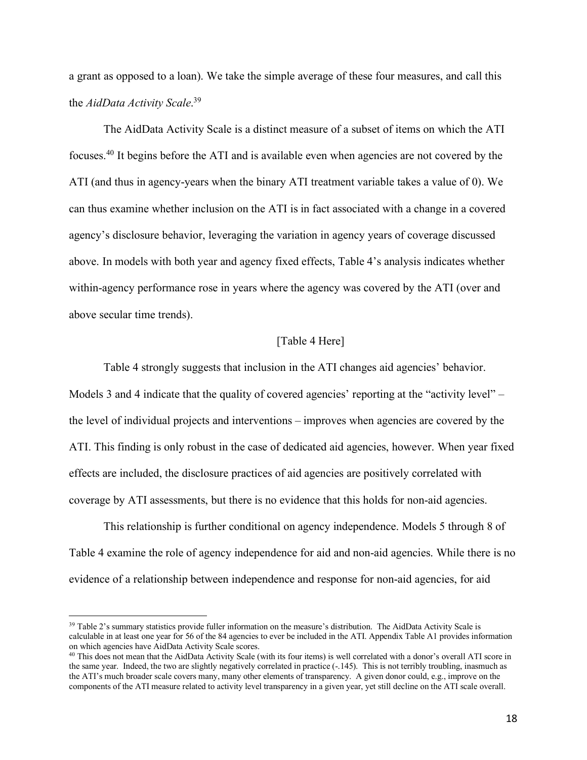a grant as opposed to a loan). We take the simple average of these four measures, and call this the *AidData Activity Scale*.[39]

The AidData Activity Scale is a distinct measure of a subset of items on which the ATI focuses.[40] It begins before the ATI and is available even when agencies are not covered by the ATI (and thus in agency-years when the binary ATI treatment variable takes a value of 0). We can thus examine whether inclusion on the ATI is in fact associated with a change in a covered agency's disclosure behavior, leveraging the variation in agency years of coverage discussed above. In models with both year and agency fixed effects, Table 4's analysis indicates whether within-agency performance rose in years where the agency was covered by the ATI (over and above secular time trends).

[Table 4 Here]

Table 4 strongly suggests that inclusion in the ATI changes aid agencies' behavior. Models 3 and 4 indicate that the quality of covered agencies' reporting at the "activity level" – the level of individual projects and interventions – improves when agencies are covered by the ATI. This finding is only robust in the case of dedicated aid agencies, however. When year fixed effects are included, the disclosure practices of aid agencies are positively correlated with coverage by ATI assessments, but there is no evidence that this holds for non-aid agencies.

This relationship is further conditional on agency independence. Models 5 through 8 of Table 4 examine the role of agency independence for aid and non-aid agencies. While there is no evidence of a relationship between independence and response for non-aid agencies, for aid

---

[39] Table 2's summary statistics provide fuller information on the measure's distribution. The AidData Activity Scale is calculable in at least one year for 56 of the 84 agencies to ever be included in the ATI. Appendix Table A1 provides information on which agencies have AidData Activity Scale scores.

[40] This does not mean that the AidData Activity Scale (with its four items) is well correlated with a donor's overall ATI score in the same year. Indeed, the two are slightly negatively correlated in practice (-.145). This is not terribly troubling, inasmuch as the ATI's much broader scale covers many, many other elements of transparency. A given donor could, e.g., improve on the components of the ATI measure related to activity level transparency in a given year, yet still decline on the ATI scale overall.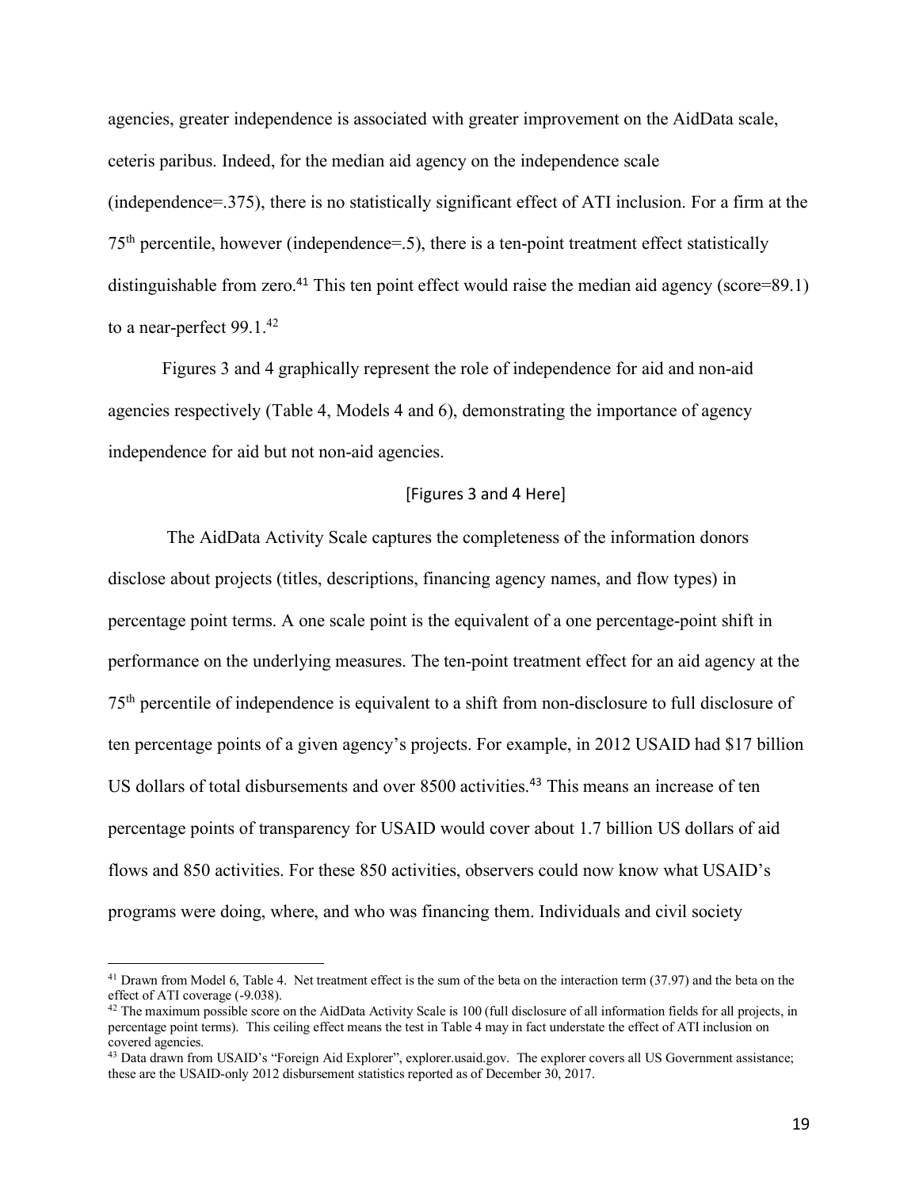agencies, greater independence is associated with greater improvement on the AidData scale, ceteris paribus. Indeed, for the median aid agency on the independence scale (independence=.375), there is no statistically significant effect of ATI inclusion. For a firm at the 75th percentile, however (independence=.5), there is a ten-point treatment effect statistically distinguishable from zero.[41] This ten point effect would raise the median aid agency (score=89.1) to a near-perfect 99.1.[42]

Figures 3 and 4 graphically represent the role of independence for aid and non-aid agencies respectively (Table 4, Models 4 and 6), demonstrating the importance of agency independence for aid but not non-aid agencies.

[Figures 3 and 4 Here]

The AidData Activity Scale captures the completeness of the information donors disclose about projects (titles, descriptions, financing agency names, and flow types) in percentage point terms. A one scale point is the equivalent of a one percentage-point shift in performance on the underlying measures. The ten-point treatment effect for an aid agency at the 75th percentile of independence is equivalent to a shift from non-disclosure to full disclosure of ten percentage points of a given agency's projects. For example, in 2012 USAID had $17 billion US dollars of total disbursements and over 8500 activities.[43] This means an increase of ten percentage points of transparency for USAID would cover about 1.7 billion US dollars of aid flows and 850 activities. For these 850 activities, observers could now know what USAID's programs were doing, where, and who was financing them. Individuals and civil society

---

[41] Drawn from Model 6, Table 4. Net treatment effect is the sum of the beta on the interaction term (37.97) and the beta on the effect of ATI coverage (-9.038).

[42] The maximum possible score on the AidData Activity Scale is 100 (full disclosure of all information fields for all projects, in percentage point terms). This ceiling effect means the test in Table 4 may in fact understate the effect of ATI inclusion on covered agencies.

[43] Data drawn from USAID's "Foreign Aid Explorer", explorer.usaid.gov. The explorer covers all US Government assistance; these are the USAID-only 2012 disbursement statistics reported as of December 30, 2017.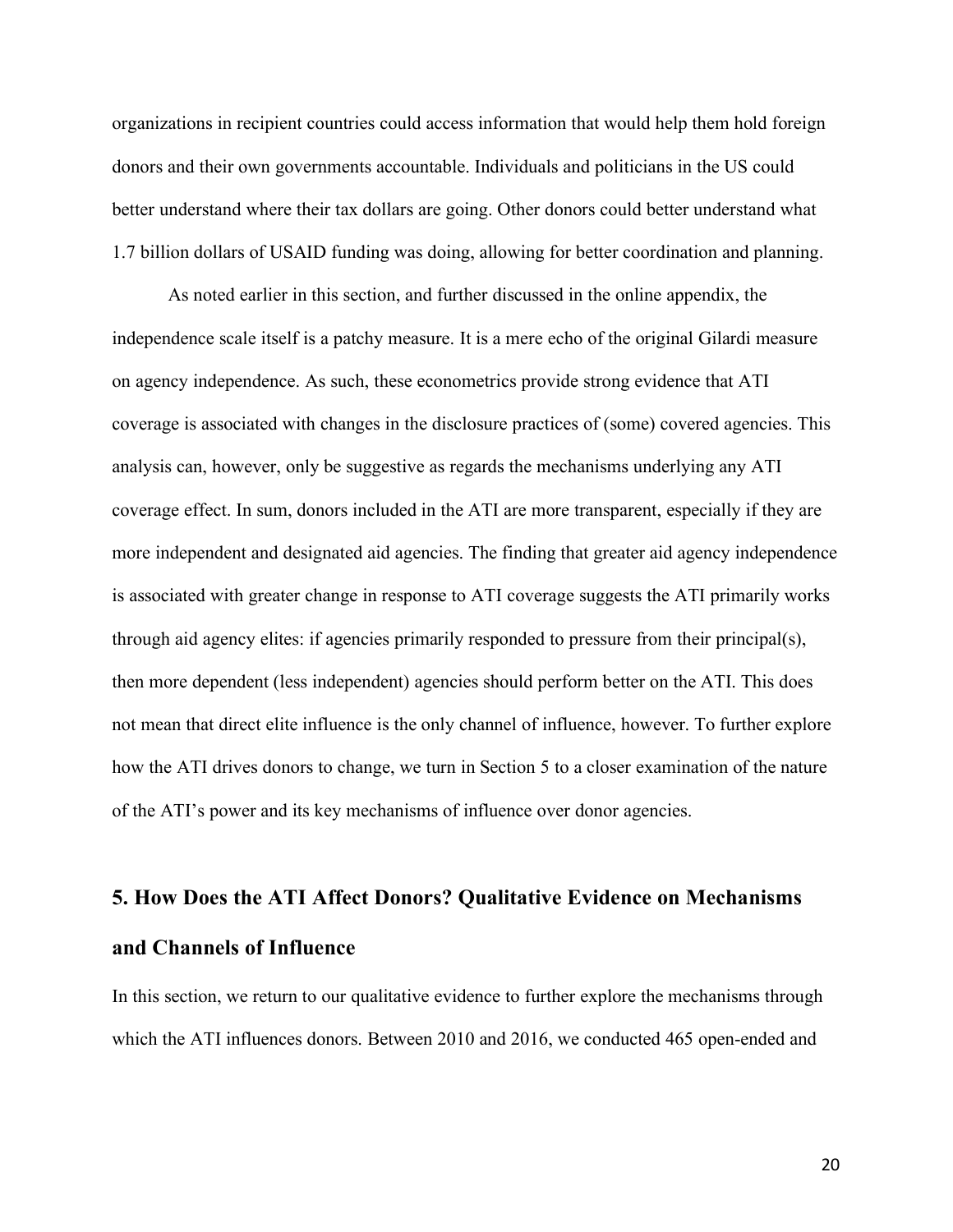organizations in recipient countries could access information that would help them hold foreign donors and their own governments accountable. Individuals and politicians in the US could better understand where their tax dollars are going. Other donors could better understand what 1.7 billion dollars of USAID funding was doing, allowing for better coordination and planning.

As noted earlier in this section, and further discussed in the online appendix, the independence scale itself is a patchy measure. It is a mere echo of the original Gilardi measure on agency independence. As such, these econometrics provide strong evidence that ATI coverage is associated with changes in the disclosure practices of (some) covered agencies. This analysis can, however, only be suggestive as regards the mechanisms underlying any ATI coverage effect. In sum, donors included in the ATI are more transparent, especially if they are more independent and designated aid agencies. The finding that greater aid agency independence is associated with greater change in response to ATI coverage suggests the ATI primarily works through aid agency elites: if agencies primarily responded to pressure from their principal(s), then more dependent (less independent) agencies should perform better on the ATI. This does not mean that direct elite influence is the only channel of influence, however. To further explore how the ATI drives donors to change, we turn in Section 5 to a closer examination of the nature of the ATI's power and its key mechanisms of influence over donor agencies.

## 5. How Does the ATI Affect Donors? Qualitative Evidence on Mechanisms and Channels of Influence

In this section, we return to our qualitative evidence to further explore the mechanisms through which the ATI influences donors. Between 2010 and 2016, we conducted 465 open-ended and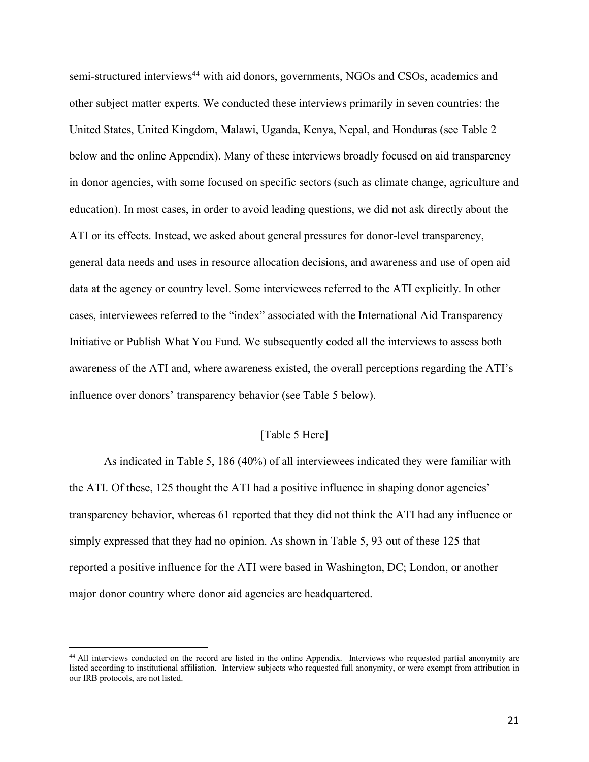semi-structured interviews[44] with aid donors, governments, NGOs and CSOs, academics and other subject matter experts. We conducted these interviews primarily in seven countries: the United States, United Kingdom, Malawi, Uganda, Kenya, Nepal, and Honduras (see Table 2 below and the online Appendix). Many of these interviews broadly focused on aid transparency in donor agencies, with some focused on specific sectors (such as climate change, agriculture and education). In most cases, in order to avoid leading questions, we did not ask directly about the ATI or its effects. Instead, we asked about general pressures for donor-level transparency, general data needs and uses in resource allocation decisions, and awareness and use of open aid data at the agency or country level. Some interviewees referred to the ATI explicitly. In other cases, interviewees referred to the "index" associated with the International Aid Transparency Initiative or Publish What You Fund. We subsequently coded all the interviews to assess both awareness of the ATI and, where awareness existed, the overall perceptions regarding the ATI's influence over donors' transparency behavior (see Table 5 below).

[Table 5 Here]

As indicated in Table 5, 186 (40%) of all interviewees indicated they were familiar with the ATI. Of these, 125 thought the ATI had a positive influence in shaping donor agencies' transparency behavior, whereas 61 reported that they did not think the ATI had any influence or simply expressed that they had no opinion. As shown in Table 5, 93 out of these 125 that reported a positive influence for the ATI were based in Washington, DC; London, or another major donor country where donor aid agencies are headquartered.

[44] All interviews conducted on the record are listed in the online Appendix. Interviews who requested partial anonymity are listed according to institutional affiliation. Interview subjects who requested full anonymity, or were exempt from attribution in our IRB protocols, are not listed.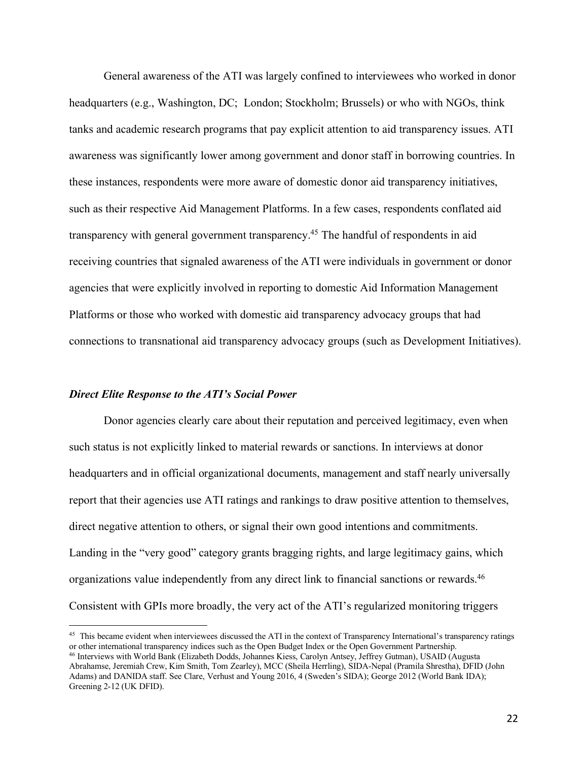General awareness of the ATI was largely confined to interviewees who worked in donor headquarters (e.g., Washington, DC; London; Stockholm; Brussels) or who with NGOs, think tanks and academic research programs that pay explicit attention to aid transparency issues. ATI awareness was significantly lower among government and donor staff in borrowing countries. In these instances, respondents were more aware of domestic donor aid transparency initiatives, such as their respective Aid Management Platforms. In a few cases, respondents conflated aid transparency with general government transparency.[45] The handful of respondents in aid receiving countries that signaled awareness of the ATI were individuals in government or donor agencies that were explicitly involved in reporting to domestic Aid Information Management Platforms or those who worked with domestic aid transparency advocacy groups that had connections to transnational aid transparency advocacy groups (such as Development Initiatives).

### *Direct Elite Response to the ATI's Social Power*

Donor agencies clearly care about their reputation and perceived legitimacy, even when such status is not explicitly linked to material rewards or sanctions. In interviews at donor headquarters and in official organizational documents, management and staff nearly universally report that their agencies use ATI ratings and rankings to draw positive attention to themselves, direct negative attention to others, or signal their own good intentions and commitments. Landing in the "very good" category grants bragging rights, and large legitimacy gains, which organizations value independently from any direct link to financial sanctions or rewards.[46] Consistent with GPIs more broadly, the very act of the ATI's regularized monitoring triggers

---

[45] This became evident when interviewees discussed the ATI in the context of Transparency International's transparency ratings or other international transparency indices such as the Open Budget Index or the Open Government Partnership.

[46] Interviews with World Bank (Elizabeth Dodds, Johannes Kiess, Carolyn Antsey, Jeffrey Gutman), USAID (Augusta Abrahamse, Jeremiah Crew, Kim Smith, Tom Zearley), MCC (Sheila Herrling), SIDA-Nepal (Pramila Shrestha), DFID (John Adams) and DANIDA staff. See Clare, Verhust and Young 2016, 4 (Sweden's SIDA); George 2012 (World Bank IDA); Greening 2-12 (UK DFID).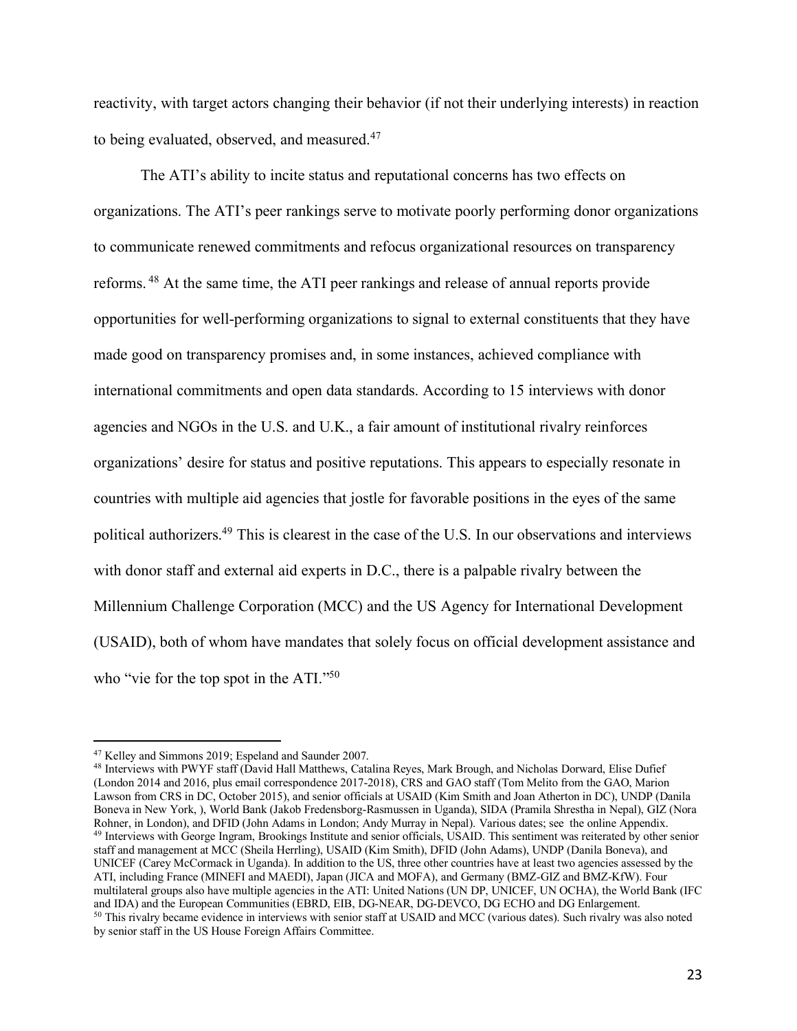reactivity, with target actors changing their behavior (if not their underlying interests) in reaction to being evaluated, observed, and measured.[47]

The ATI's ability to incite status and reputational concerns has two effects on organizations. The ATI's peer rankings serve to motivate poorly performing donor organizations to communicate renewed commitments and refocus organizational resources on transparency reforms.[48] At the same time, the ATI peer rankings and release of annual reports provide opportunities for well-performing organizations to signal to external constituents that they have made good on transparency promises and, in some instances, achieved compliance with international commitments and open data standards. According to 15 interviews with donor agencies and NGOs in the U.S. and U.K., a fair amount of institutional rivalry reinforces organizations' desire for status and positive reputations. This appears to especially resonate in countries with multiple aid agencies that jostle for favorable positions in the eyes of the same political authorizers.[49] This is clearest in the case of the U.S. In our observations and interviews with donor staff and external aid experts in D.C., there is a palpable rivalry between the Millennium Challenge Corporation (MCC) and the US Agency for International Development (USAID), both of whom have mandates that solely focus on official development assistance and who "vie for the top spot in the ATI."[50]

---

[47] Kelley and Simmons 2019; Espeland and Saunder 2007.

[48] Interviews with PWYF staff (David Hall Matthews, Catalina Reyes, Mark Brough, and Nicholas Dorward, Elise Dufief (London 2014 and 2016, plus email correspondence 2017-2018), CRS and GAO staff (Tom Melito from the GAO, Marion Lawson from CRS in DC, October 2015), and senior officials at USAID (Kim Smith and Joan Atherton in DC), UNDP (Danila Boneva in New York, ), World Bank (Jakob Fredensborg-Rasmussen in Uganda), SIDA (Pramila Shrestha in Nepal), GIZ (Nora Rohner, in London), and DFID (John Adams in London; Andy Murray in Nepal). Various dates; see the online Appendix.

[49] Interviews with George Ingram, Brookings Institute and senior officials, USAID. This sentiment was reiterated by other senior staff and management at MCC (Sheila Herrling), USAID (Kim Smith), DFID (John Adams), UNDP (Danila Boneva), and UNICEF (Carey McCormack in Uganda). In addition to the US, three other countries have at least two agencies assessed by the ATI, including France (MINEFI and MAEDI), Japan (JICA and MOFA), and Germany (BMZ-GIZ and BMZ-KfW). Four multilateral groups also have multiple agencies in the ATI: United Nations (UN DP, UNICEF, UN OCHA), the World Bank (IFC and IDA) and the European Communities (EBRD, EIB, DG-NEAR, DG-DEVCO, DG ECHO and DG Enlargement.

[50] This rivalry became evidence in interviews with senior staff at USAID and MCC (various dates). Such rivalry was also noted by senior staff in the US House Foreign Affairs Committee.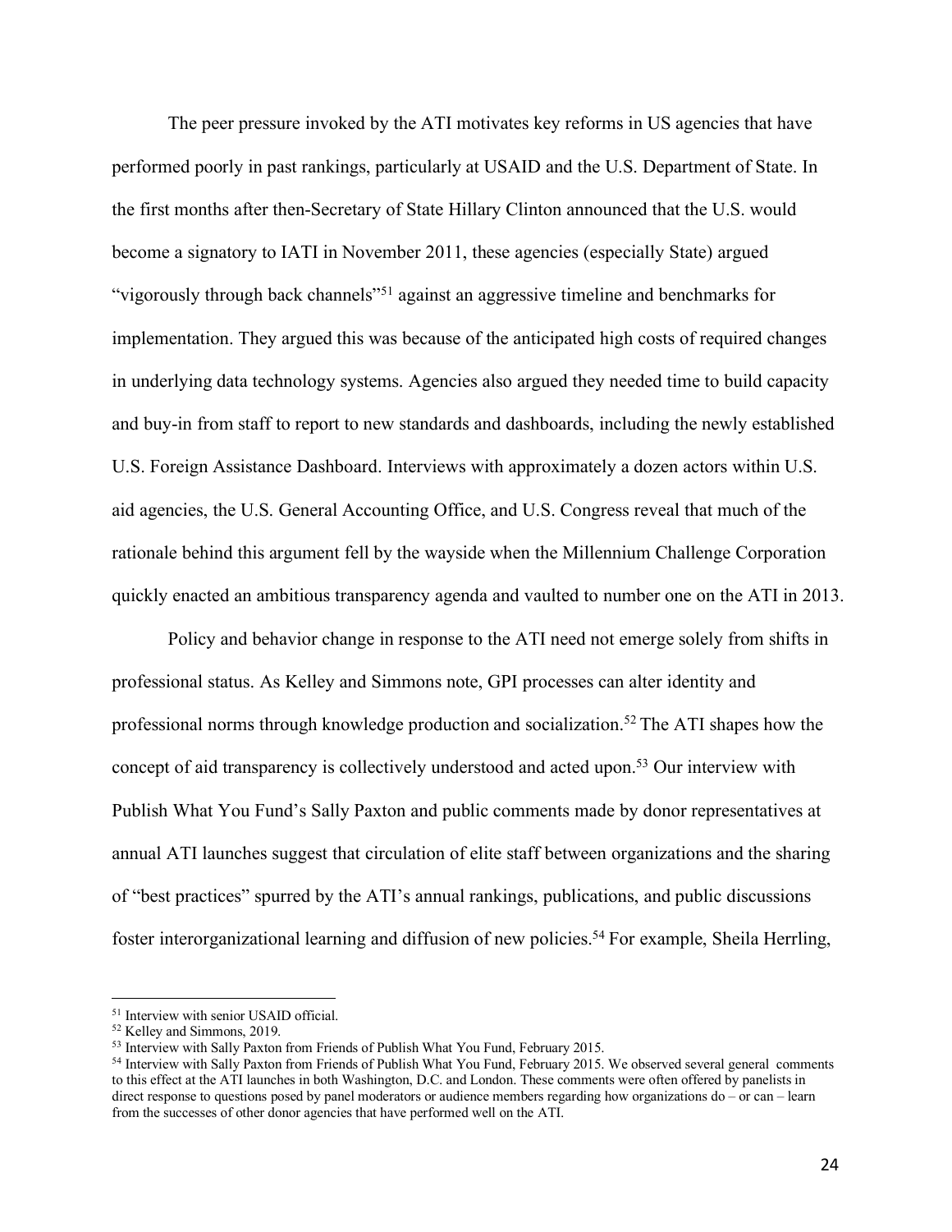The peer pressure invoked by the ATI motivates key reforms in US agencies that have performed poorly in past rankings, particularly at USAID and the U.S. Department of State. In the first months after then-Secretary of State Hillary Clinton announced that the U.S. would become a signatory to IATI in November 2011, these agencies (especially State) argued "vigorously through back channels"[51] against an aggressive timeline and benchmarks for implementation. They argued this was because of the anticipated high costs of required changes in underlying data technology systems. Agencies also argued they needed time to build capacity and buy-in from staff to report to new standards and dashboards, including the newly established U.S. Foreign Assistance Dashboard. Interviews with approximately a dozen actors within U.S. aid agencies, the U.S. General Accounting Office, and U.S. Congress reveal that much of the rationale behind this argument fell by the wayside when the Millennium Challenge Corporation quickly enacted an ambitious transparency agenda and vaulted to number one on the ATI in 2013.

Policy and behavior change in response to the ATI need not emerge solely from shifts in professional status. As Kelley and Simmons note, GPI processes can alter identity and professional norms through knowledge production and socialization.[52] The ATI shapes how the concept of aid transparency is collectively understood and acted upon.[53] Our interview with Publish What You Fund's Sally Paxton and public comments made by donor representatives at annual ATI launches suggest that circulation of elite staff between organizations and the sharing of "best practices" spurred by the ATI's annual rankings, publications, and public discussions foster interorganizational learning and diffusion of new policies.[54] For example, Sheila Herrling,

[51] Interview with senior USAID official.

[52] Kelley and Simmons, 2019.

[53] Interview with Sally Paxton from Friends of Publish What You Fund, February 2015.

[54] Interview with Sally Paxton from Friends of Publish What You Fund, February 2015. We observed several general comments to this effect at the ATI launches in both Washington, D.C. and London. These comments were often offered by panelists in direct response to questions posed by panel moderators or audience members regarding how organizations do – or can – learn from the successes of other donor agencies that have performed well on the ATI.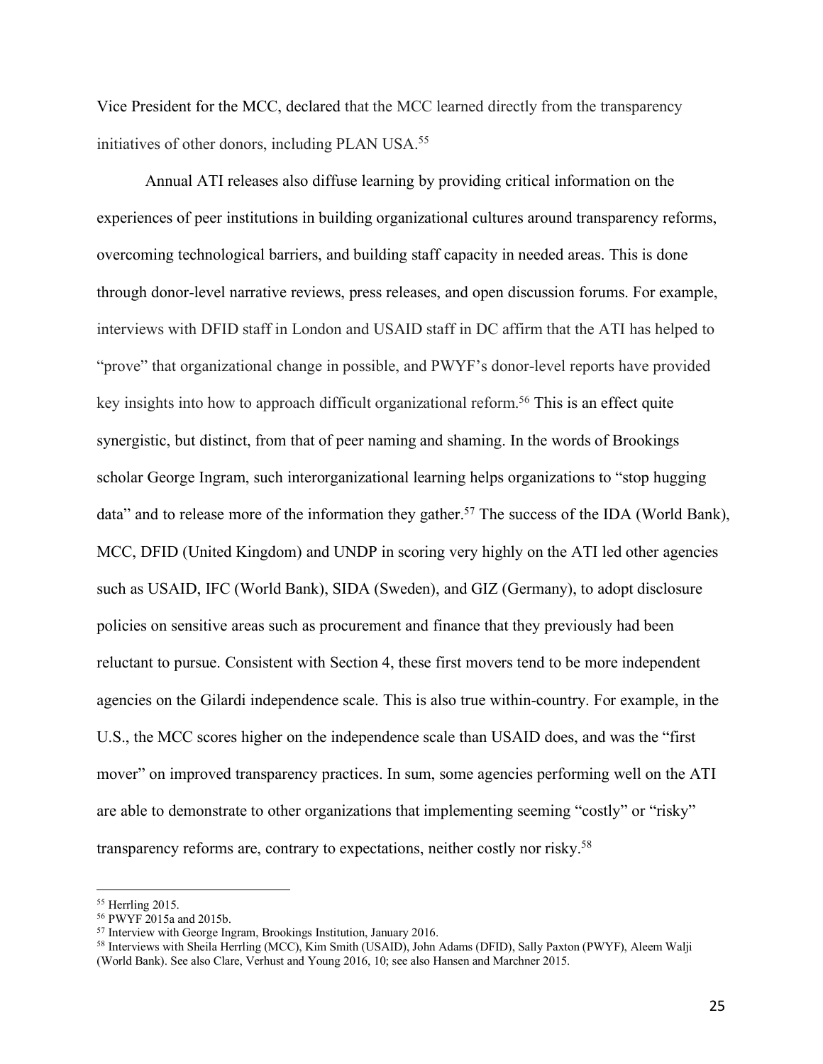Vice President for the MCC, declared that the MCC learned directly from the transparency initiatives of other donors, including PLAN USA.[55]

Annual ATI releases also diffuse learning by providing critical information on the experiences of peer institutions in building organizational cultures around transparency reforms, overcoming technological barriers, and building staff capacity in needed areas. This is done through donor-level narrative reviews, press releases, and open discussion forums. For example, interviews with DFID staff in London and USAID staff in DC affirm that the ATI has helped to "prove" that organizational change in possible, and PWYF's donor-level reports have provided key insights into how to approach difficult organizational reform.[56] This is an effect quite synergistic, but distinct, from that of peer naming and shaming. In the words of Brookings scholar George Ingram, such interorganizational learning helps organizations to "stop hugging data" and to release more of the information they gather.[57] The success of the IDA (World Bank), MCC, DFID (United Kingdom) and UNDP in scoring very highly on the ATI led other agencies such as USAID, IFC (World Bank), SIDA (Sweden), and GIZ (Germany), to adopt disclosure policies on sensitive areas such as procurement and finance that they previously had been reluctant to pursue. Consistent with Section 4, these first movers tend to be more independent agencies on the Gilardi independence scale. This is also true within-country. For example, in the U.S., the MCC scores higher on the independence scale than USAID does, and was the "first mover" on improved transparency practices. In sum, some agencies performing well on the ATI are able to demonstrate to other organizations that implementing seeming "costly" or "risky" transparency reforms are, contrary to expectations, neither costly nor risky.[58]

---

[55] Herrling 2015.

[56] PWYF 2015a and 2015b.

[57] Interview with George Ingram, Brookings Institution, January 2016.

[58] Interviews with Sheila Herrling (MCC), Kim Smith (USAID), John Adams (DFID), Sally Paxton (PWYF), Aleem Walji (World Bank). See also Clare, Verhust and Young 2016, 10; see also Hansen and Marchner 2015.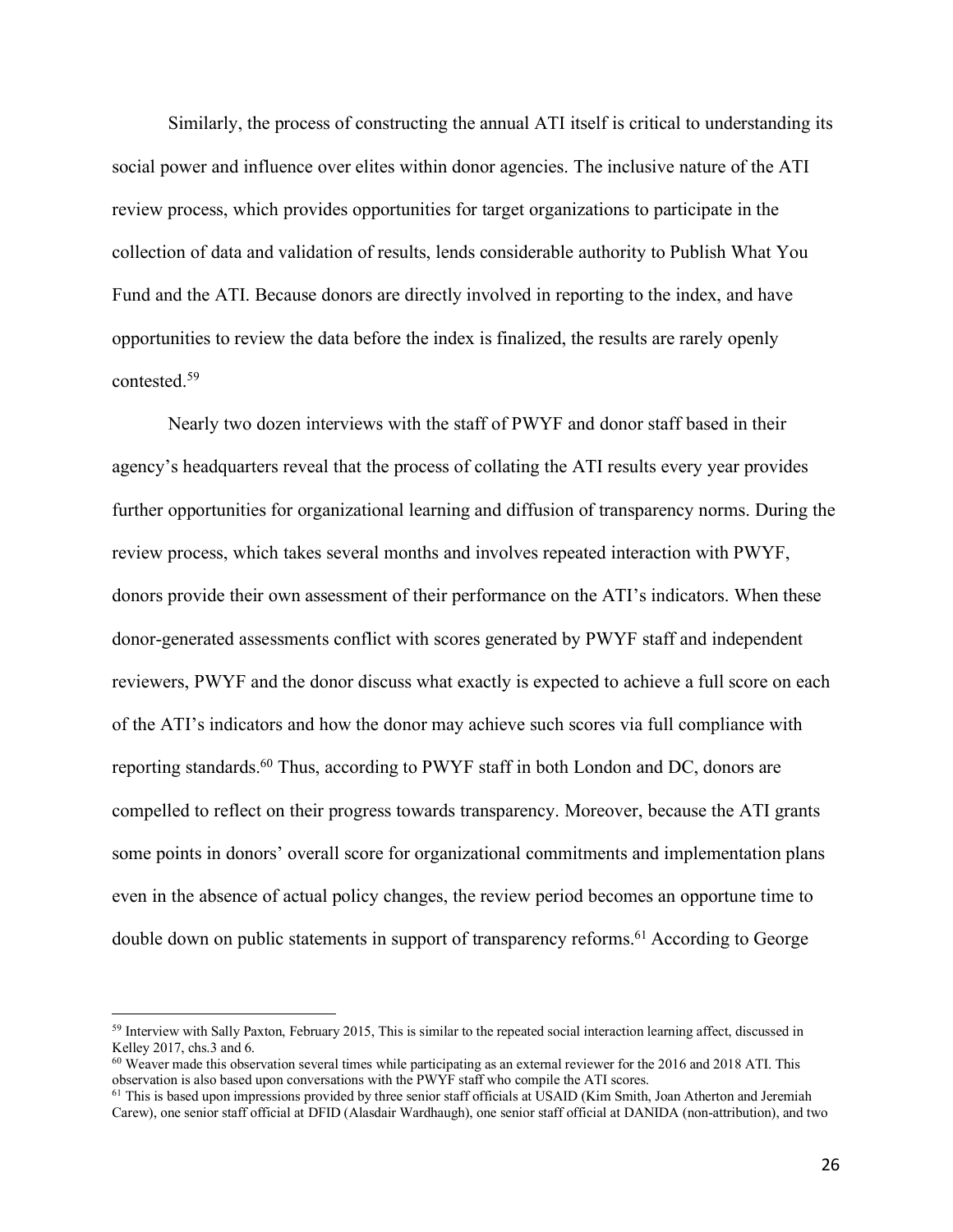Similarly, the process of constructing the annual ATI itself is critical to understanding its social power and influence over elites within donor agencies. The inclusive nature of the ATI review process, which provides opportunities for target organizations to participate in the collection of data and validation of results, lends considerable authority to Publish What You Fund and the ATI. Because donors are directly involved in reporting to the index, and have opportunities to review the data before the index is finalized, the results are rarely openly contested.[59]

Nearly two dozen interviews with the staff of PWYF and donor staff based in their agency's headquarters reveal that the process of collating the ATI results every year provides further opportunities for organizational learning and diffusion of transparency norms. During the review process, which takes several months and involves repeated interaction with PWYF, donors provide their own assessment of their performance on the ATI's indicators. When these donor-generated assessments conflict with scores generated by PWYF staff and independent reviewers, PWYF and the donor discuss what exactly is expected to achieve a full score on each of the ATI's indicators and how the donor may achieve such scores via full compliance with reporting standards.[60] Thus, according to PWYF staff in both London and DC, donors are compelled to reflect on their progress towards transparency. Moreover, because the ATI grants some points in donors' overall score for organizational commitments and implementation plans even in the absence of actual policy changes, the review period becomes an opportune time to double down on public statements in support of transparency reforms.[61] According to George

[59] Interview with Sally Paxton, February 2015, This is similar to the repeated social interaction learning affect, discussed in Kelley 2017, chs.3 and 6.

[60] Weaver made this observation several times while participating as an external reviewer for the 2016 and 2018 ATI. This observation is also based upon conversations with the PWYF staff who compile the ATI scores.

[61] This is based upon impressions provided by three senior staff officials at USAID (Kim Smith, Joan Atherton and Jeremiah Carew), one senior staff official at DFID (Alasdair Wardhaugh), one senior staff official at DANIDA (non-attribution), and two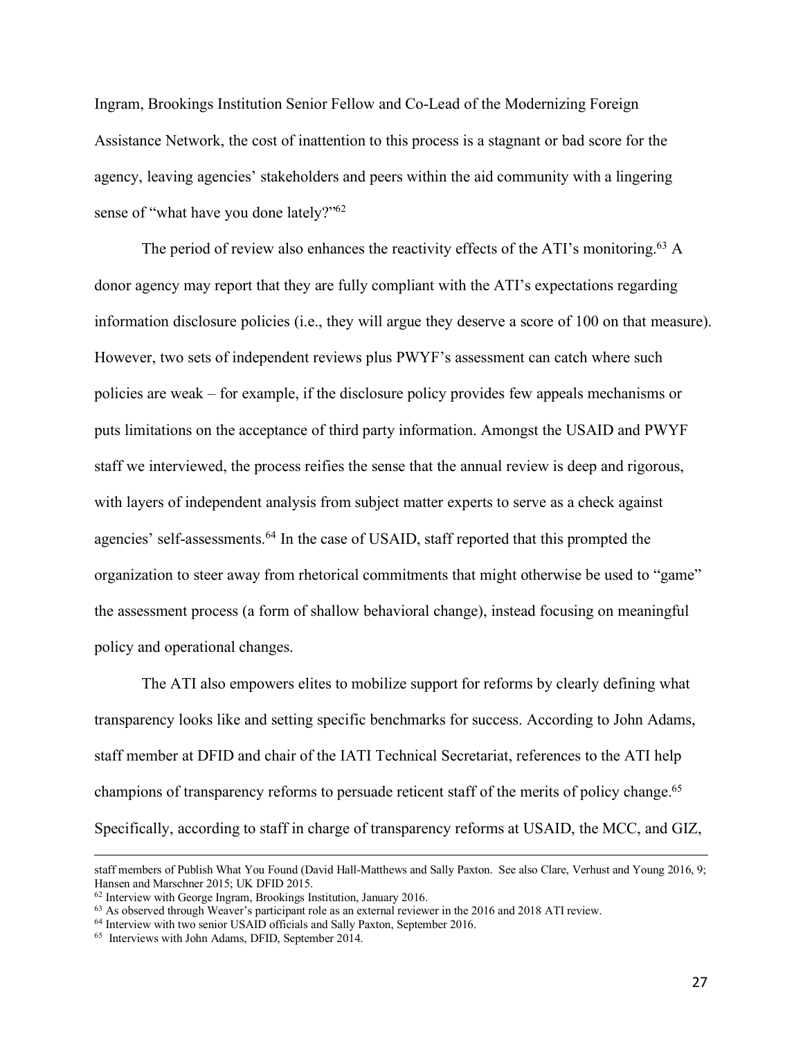Ingram, Brookings Institution Senior Fellow and Co-Lead of the Modernizing Foreign Assistance Network, the cost of inattention to this process is a stagnant or bad score for the agency, leaving agencies' stakeholders and peers within the aid community with a lingering sense of "what have you done lately?"[62]

The period of review also enhances the reactivity effects of the ATI's monitoring.[63] A donor agency may report that they are fully compliant with the ATI's expectations regarding information disclosure policies (i.e., they will argue they deserve a score of 100 on that measure). However, two sets of independent reviews plus PWYF's assessment can catch where such policies are weak – for example, if the disclosure policy provides few appeals mechanisms or puts limitations on the acceptance of third party information. Amongst the USAID and PWYF staff we interviewed, the process reifies the sense that the annual review is deep and rigorous, with layers of independent analysis from subject matter experts to serve as a check against agencies' self-assessments.[64] In the case of USAID, staff reported that this prompted the organization to steer away from rhetorical commitments that might otherwise be used to "game" the assessment process (a form of shallow behavioral change), instead focusing on meaningful policy and operational changes.

The ATI also empowers elites to mobilize support for reforms by clearly defining what transparency looks like and setting specific benchmarks for success. According to John Adams, staff member at DFID and chair of the IATI Technical Secretariat, references to the ATI help champions of transparency reforms to persuade reticent staff of the merits of policy change.[65] Specifically, according to staff in charge of transparency reforms at USAID, the MCC, and GIZ,

---

staff members of Publish What You Found (David Hall-Matthews and Sally Paxton. See also Clare, Verhust and Young 2016, 9; Hansen and Marschner 2015; UK DFID 2015.

[62] Interview with George Ingram, Brookings Institution, January 2016.

[63] As observed through Weaver's participant role as an external reviewer in the 2016 and 2018 ATI review.

[64] Interview with two senior USAID officials and Sally Paxton, September 2016.

[65] Interviews with John Adams, DFID, September 2014.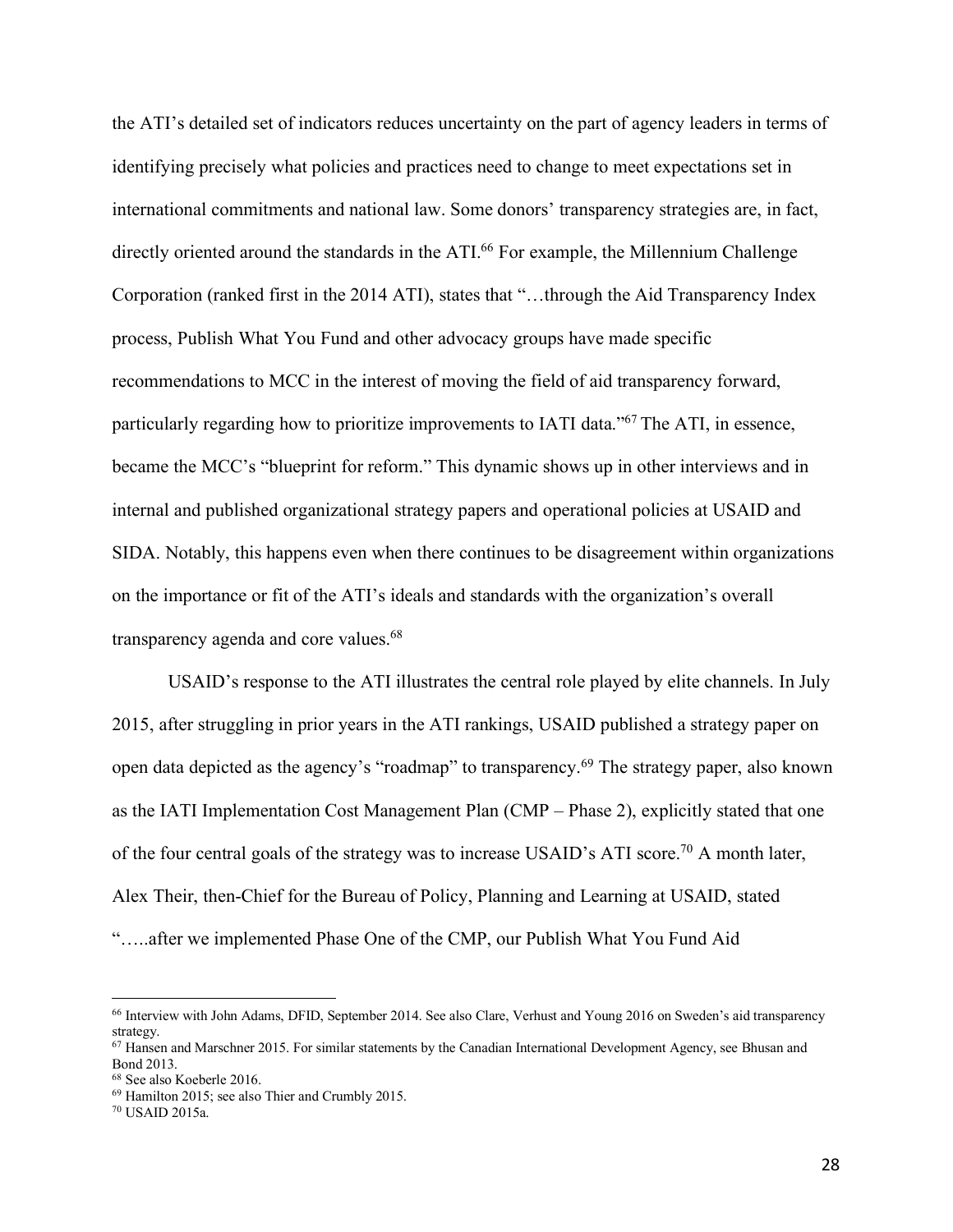the ATI's detailed set of indicators reduces uncertainty on the part of agency leaders in terms of identifying precisely what policies and practices need to change to meet expectations set in international commitments and national law. Some donors' transparency strategies are, in fact, directly oriented around the standards in the ATI.[66] For example, the Millennium Challenge Corporation (ranked first in the 2014 ATI), states that "…through the Aid Transparency Index process, Publish What You Fund and other advocacy groups have made specific recommendations to MCC in the interest of moving the field of aid transparency forward, particularly regarding how to prioritize improvements to IATI data."[67] The ATI, in essence, became the MCC's "blueprint for reform." This dynamic shows up in other interviews and in internal and published organizational strategy papers and operational policies at USAID and SIDA. Notably, this happens even when there continues to be disagreement within organizations on the importance or fit of the ATI's ideals and standards with the organization's overall transparency agenda and core values.[68]

USAID's response to the ATI illustrates the central role played by elite channels. In July 2015, after struggling in prior years in the ATI rankings, USAID published a strategy paper on open data depicted as the agency's "roadmap" to transparency.[69] The strategy paper, also known as the IATI Implementation Cost Management Plan (CMP – Phase 2), explicitly stated that one of the four central goals of the strategy was to increase USAID's ATI score.[70] A month later, Alex Their, then-Chief for the Bureau of Policy, Planning and Learning at USAID, stated "…..after we implemented Phase One of the CMP, our Publish What You Fund Aid

---

[66] Interview with John Adams, DFID, September 2014. See also Clare, Verhust and Young 2016 on Sweden's aid transparency strategy.

[67] Hansen and Marschner 2015. For similar statements by the Canadian International Development Agency, see Bhusan and Bond 2013.

[68] See also Koeberle 2016.

[69] Hamilton 2015; see also Thier and Crumbly 2015.

[70] USAID 2015a.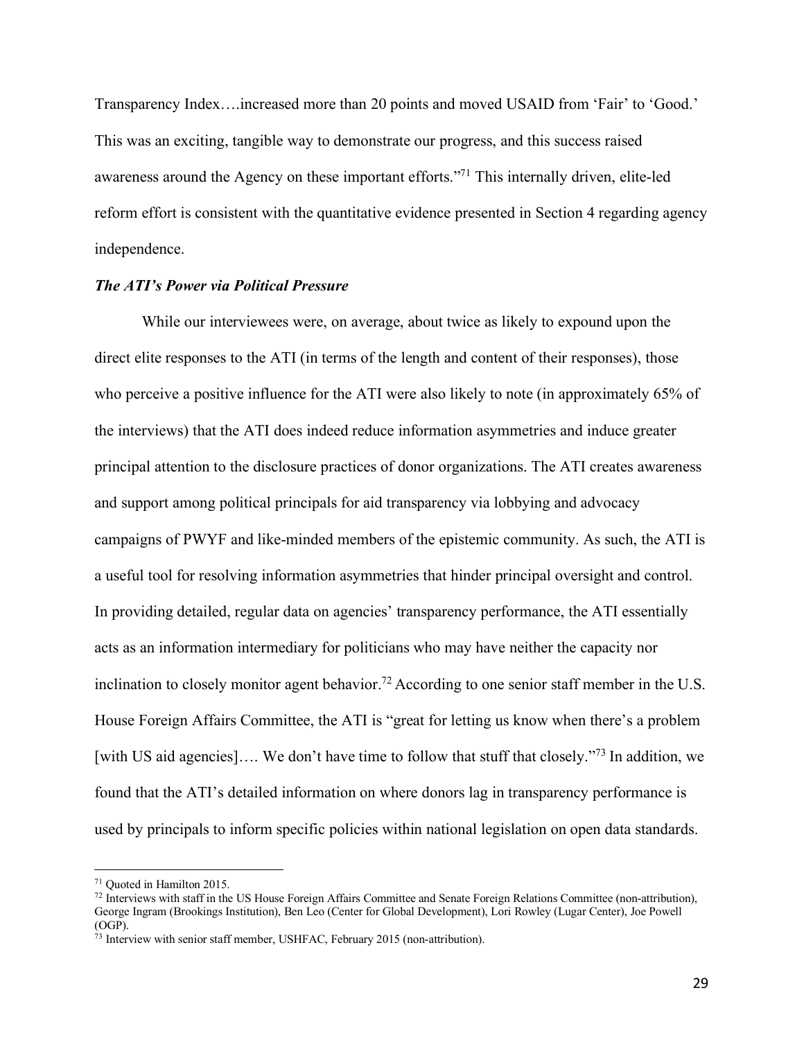Transparency Index….increased more than 20 points and moved USAID from 'Fair' to 'Good.' This was an exciting, tangible way to demonstrate our progress, and this success raised awareness around the Agency on these important efforts."[71] This internally driven, elite-led reform effort is consistent with the quantitative evidence presented in Section 4 regarding agency independence.

***The ATI's Power via Political Pressure***

While our interviewees were, on average, about twice as likely to expound upon the direct elite responses to the ATI (in terms of the length and content of their responses), those who perceive a positive influence for the ATI were also likely to note (in approximately 65% of the interviews) that the ATI does indeed reduce information asymmetries and induce greater principal attention to the disclosure practices of donor organizations. The ATI creates awareness and support among political principals for aid transparency via lobbying and advocacy campaigns of PWYF and like-minded members of the epistemic community. As such, the ATI is a useful tool for resolving information asymmetries that hinder principal oversight and control. In providing detailed, regular data on agencies' transparency performance, the ATI essentially acts as an information intermediary for politicians who may have neither the capacity nor inclination to closely monitor agent behavior.[72] According to one senior staff member in the U.S. House Foreign Affairs Committee, the ATI is "great for letting us know when there's a problem [with US aid agencies]…. We don't have time to follow that stuff that closely."[73] In addition, we found that the ATI's detailed information on where donors lag in transparency performance is used by principals to inform specific policies within national legislation on open data standards.

---

[71] Quoted in Hamilton 2015.

[72] Interviews with staff in the US House Foreign Affairs Committee and Senate Foreign Relations Committee (non-attribution), George Ingram (Brookings Institution), Ben Leo (Center for Global Development), Lori Rowley (Lugar Center), Joe Powell (OGP).

[73] Interview with senior staff member, USHFAC, February 2015 (non-attribution).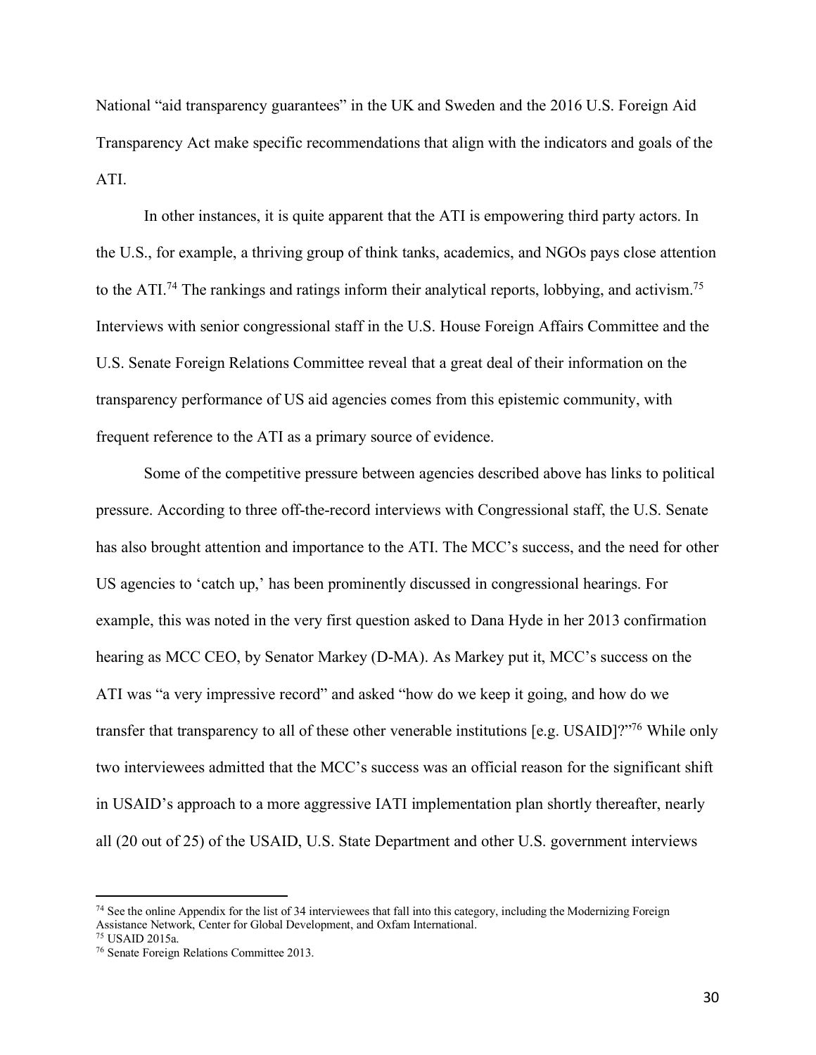National "aid transparency guarantees" in the UK and Sweden and the 2016 U.S. Foreign Aid Transparency Act make specific recommendations that align with the indicators and goals of the ATI.

In other instances, it is quite apparent that the ATI is empowering third party actors. In the U.S., for example, a thriving group of think tanks, academics, and NGOs pays close attention to the ATI.[74] The rankings and ratings inform their analytical reports, lobbying, and activism.[75] Interviews with senior congressional staff in the U.S. House Foreign Affairs Committee and the U.S. Senate Foreign Relations Committee reveal that a great deal of their information on the transparency performance of US aid agencies comes from this epistemic community, with frequent reference to the ATI as a primary source of evidence.

Some of the competitive pressure between agencies described above has links to political pressure. According to three off-the-record interviews with Congressional staff, the U.S. Senate has also brought attention and importance to the ATI. The MCC's success, and the need for other US agencies to 'catch up,' has been prominently discussed in congressional hearings. For example, this was noted in the very first question asked to Dana Hyde in her 2013 confirmation hearing as MCC CEO, by Senator Markey (D-MA). As Markey put it, MCC's success on the ATI was "a very impressive record" and asked "how do we keep it going, and how do we transfer that transparency to all of these other venerable institutions [e.g. USAID]?"[76] While only two interviewees admitted that the MCC's success was an official reason for the significant shift in USAID's approach to a more aggressive IATI implementation plan shortly thereafter, nearly all (20 out of 25) of the USAID, U.S. State Department and other U.S. government interviews

[74] See the online Appendix for the list of 34 interviewees that fall into this category, including the Modernizing Foreign Assistance Network, Center for Global Development, and Oxfam International.
[75] USAID 2015a.
[76] Senate Foreign Relations Committee 2013.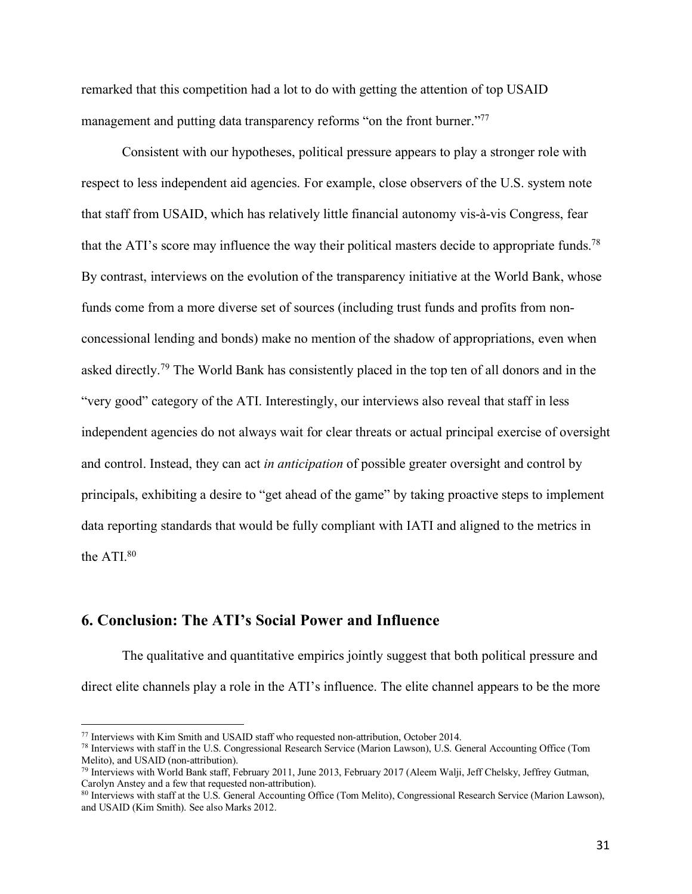remarked that this competition had a lot to do with getting the attention of top USAID management and putting data transparency reforms "on the front burner."[77]

Consistent with our hypotheses, political pressure appears to play a stronger role with respect to less independent aid agencies. For example, close observers of the U.S. system note that staff from USAID, which has relatively little financial autonomy vis-à-vis Congress, fear that the ATI's score may influence the way their political masters decide to appropriate funds.[78] By contrast, interviews on the evolution of the transparency initiative at the World Bank, whose funds come from a more diverse set of sources (including trust funds and profits from non-concessional lending and bonds) make no mention of the shadow of appropriations, even when asked directly.[79] The World Bank has consistently placed in the top ten of all donors and in the "very good" category of the ATI. Interestingly, our interviews also reveal that staff in less independent agencies do not always wait for clear threats or actual principal exercise of oversight and control. Instead, they can act *in anticipation* of possible greater oversight and control by principals, exhibiting a desire to "get ahead of the game" by taking proactive steps to implement data reporting standards that would be fully compliant with IATI and aligned to the metrics in the ATI.[80]

## 6. Conclusion: The ATI's Social Power and Influence

The qualitative and quantitative empirics jointly suggest that both political pressure and direct elite channels play a role in the ATI's influence. The elite channel appears to be the more

---

[77] Interviews with Kim Smith and USAID staff who requested non-attribution, October 2014.

[78] Interviews with staff in the U.S. Congressional Research Service (Marion Lawson), U.S. General Accounting Office (Tom Melito), and USAID (non-attribution).

[79] Interviews with World Bank staff, February 2011, June 2013, February 2017 (Aleem Walji, Jeff Chelsky, Jeffrey Gutman, Carolyn Anstey and a few that requested non-attribution).

[80] Interviews with staff at the U.S. General Accounting Office (Tom Melito), Congressional Research Service (Marion Lawson), and USAID (Kim Smith). See also Marks 2012.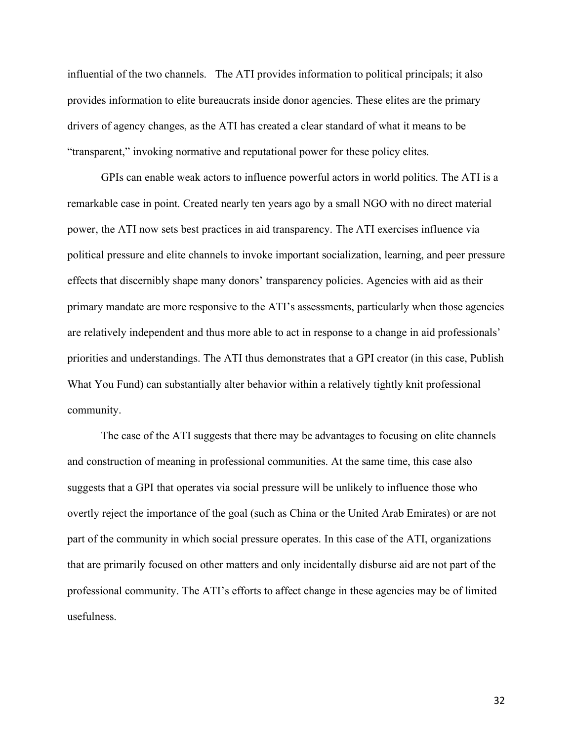influential of the two channels. The ATI provides information to political principals; it also provides information to elite bureaucrats inside donor agencies. These elites are the primary drivers of agency changes, as the ATI has created a clear standard of what it means to be "transparent," invoking normative and reputational power for these policy elites.

GPIs can enable weak actors to influence powerful actors in world politics. The ATI is a remarkable case in point. Created nearly ten years ago by a small NGO with no direct material power, the ATI now sets best practices in aid transparency. The ATI exercises influence via political pressure and elite channels to invoke important socialization, learning, and peer pressure effects that discernibly shape many donors' transparency policies. Agencies with aid as their primary mandate are more responsive to the ATI's assessments, particularly when those agencies are relatively independent and thus more able to act in response to a change in aid professionals' priorities and understandings. The ATI thus demonstrates that a GPI creator (in this case, Publish What You Fund) can substantially alter behavior within a relatively tightly knit professional community.

The case of the ATI suggests that there may be advantages to focusing on elite channels and construction of meaning in professional communities. At the same time, this case also suggests that a GPI that operates via social pressure will be unlikely to influence those who overtly reject the importance of the goal (such as China or the United Arab Emirates) or are not part of the community in which social pressure operates. In this case of the ATI, organizations that are primarily focused on other matters and only incidentally disburse aid are not part of the professional community. The ATI's efforts to affect change in these agencies may be of limited usefulness.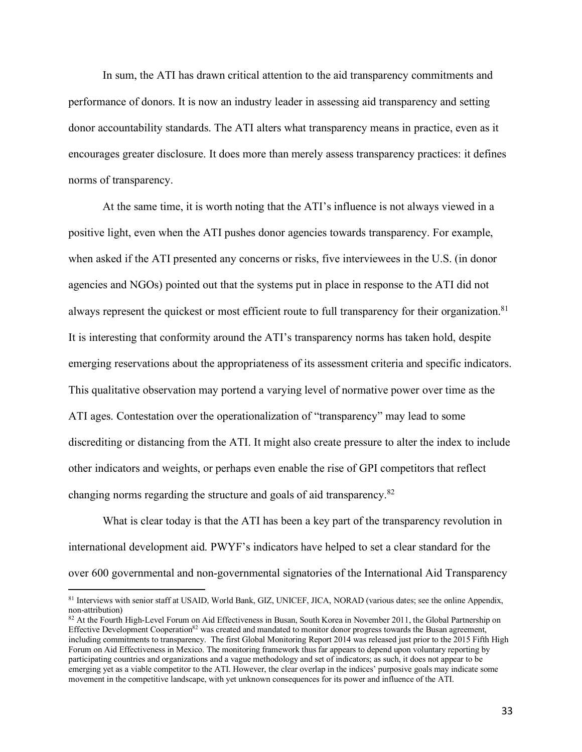In sum, the ATI has drawn critical attention to the aid transparency commitments and performance of donors. It is now an industry leader in assessing aid transparency and setting donor accountability standards. The ATI alters what transparency means in practice, even as it encourages greater disclosure. It does more than merely assess transparency practices: it defines norms of transparency.

At the same time, it is worth noting that the ATI's influence is not always viewed in a positive light, even when the ATI pushes donor agencies towards transparency. For example, when asked if the ATI presented any concerns or risks, five interviewees in the U.S. (in donor agencies and NGOs) pointed out that the systems put in place in response to the ATI did not always represent the quickest or most efficient route to full transparency for their organization.[81] It is interesting that conformity around the ATI's transparency norms has taken hold, despite emerging reservations about the appropriateness of its assessment criteria and specific indicators. This qualitative observation may portend a varying level of normative power over time as the ATI ages. Contestation over the operationalization of "transparency" may lead to some discrediting or distancing from the ATI. It might also create pressure to alter the index to include other indicators and weights, or perhaps even enable the rise of GPI competitors that reflect changing norms regarding the structure and goals of aid transparency.[82]

What is clear today is that the ATI has been a key part of the transparency revolution in international development aid. PWYF's indicators have helped to set a clear standard for the over 600 governmental and non-governmental signatories of the International Aid Transparency

[81] Interviews with senior staff at USAID, World Bank, GIZ, UNICEF, JICA, NORAD (various dates; see the online Appendix, non-attribution)

[82] At the Fourth High-Level Forum on Aid Effectiveness in Busan, South Korea in November 2011, the Global Partnership on Effective Development Cooperation[82] was created and mandated to monitor donor progress towards the Busan agreement, including commitments to transparency. The first Global Monitoring Report 2014 was released just prior to the 2015 Fifth High Forum on Aid Effectiveness in Mexico. The monitoring framework thus far appears to depend upon voluntary reporting by participating countries and organizations and a vague methodology and set of indicators; as such, it does not appear to be emerging yet as a viable competitor to the ATI. However, the clear overlap in the indices' purposive goals may indicate some movement in the competitive landscape, with yet unknown consequences for its power and influence of the ATI.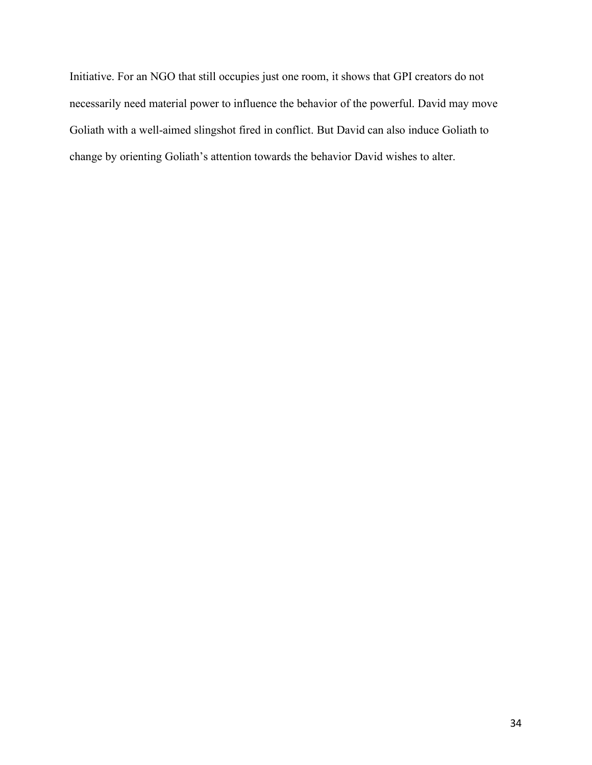Initiative. For an NGO that still occupies just one room, it shows that GPI creators do not necessarily need material power to influence the behavior of the powerful. David may move Goliath with a well-aimed slingshot fired in conflict. But David can also induce Goliath to change by orienting Goliath's attention towards the behavior David wishes to alter.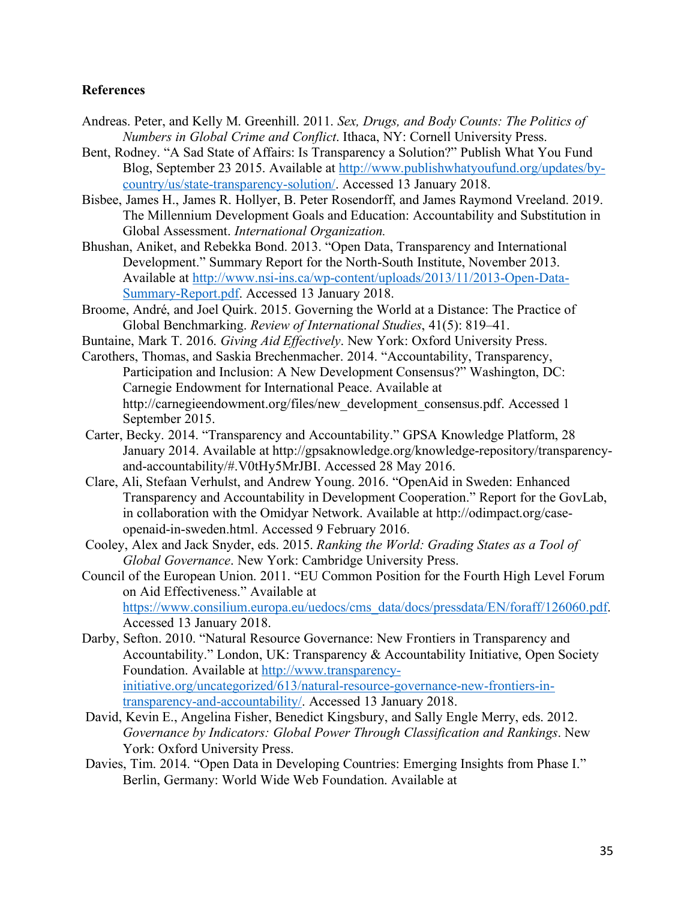**References**

Andreas. Peter, and Kelly M. Greenhill. 2011. *Sex, Drugs, and Body Counts: The Politics of Numbers in Global Crime and Conflict*. Ithaca, NY: Cornell University Press.

Bent, Rodney. "A Sad State of Affairs: Is Transparency a Solution?" Publish What You Fund Blog, September 23 2015. Available at http://www.publishwhatyoufund.org/updates/by-country/us/state-transparency-solution/. Accessed 13 January 2018.

Bisbee, James H., James R. Hollyer, B. Peter Rosendorff, and James Raymond Vreeland. 2019. The Millennium Development Goals and Education: Accountability and Substitution in Global Assessment. *International Organization.*

Bhushan, Aniket, and Rebekka Bond. 2013. "Open Data, Transparency and International Development." Summary Report for the North-South Institute, November 2013. Available at http://www.nsi-ins.ca/wp-content/uploads/2013/11/2013-Open-Data-Summary-Report.pdf. Accessed 13 January 2018.

Broome, André, and Joel Quirk. 2015. Governing the World at a Distance: The Practice of Global Benchmarking. *Review of International Studies*, 41(5): 819–41.

Buntaine, Mark T. 2016. *Giving Aid Effectively*. New York: Oxford University Press.

Carothers, Thomas, and Saskia Brechenmacher. 2014. "Accountability, Transparency, Participation and Inclusion: A New Development Consensus?" Washington, DC: Carnegie Endowment for International Peace. Available at http://carnegieendowment.org/files/new_development_consensus.pdf. Accessed 1 September 2015.

Carter, Becky. 2014. "Transparency and Accountability." GPSA Knowledge Platform, 28 January 2014. Available at http://gpsaknowledge.org/knowledge-repository/transparency-and-accountability/#.V0tHy5MrJBI. Accessed 28 May 2016.

Clare, Ali, Stefaan Verhulst, and Andrew Young. 2016. "OpenAid in Sweden: Enhanced Transparency and Accountability in Development Cooperation." Report for the GovLab, in collaboration with the Omidyar Network. Available at http://odimpact.org/case-openaid-in-sweden.html. Accessed 9 February 2016.

Cooley, Alex and Jack Snyder, eds. 2015. *Ranking the World: Grading States as a Tool of Global Governance*. New York: Cambridge University Press.

Council of the European Union. 2011. "EU Common Position for the Fourth High Level Forum on Aid Effectiveness." Available at https://www.consilium.europa.eu/uedocs/cms_data/docs/pressdata/EN/foraff/126060.pdf. Accessed 13 January 2018.

Darby, Sefton. 2010. "Natural Resource Governance: New Frontiers in Transparency and Accountability." London, UK: Transparency & Accountability Initiative, Open Society Foundation. Available at http://www.transparency-initiative.org/uncategorized/613/natural-resource-governance-new-frontiers-in-transparency-and-accountability/. Accessed 13 January 2018.

David, Kevin E., Angelina Fisher, Benedict Kingsbury, and Sally Engle Merry, eds. 2012. *Governance by Indicators: Global Power Through Classification and Rankings*. New York: Oxford University Press.

Davies, Tim. 2014. "Open Data in Developing Countries: Emerging Insights from Phase I." Berlin, Germany: World Wide Web Foundation. Available at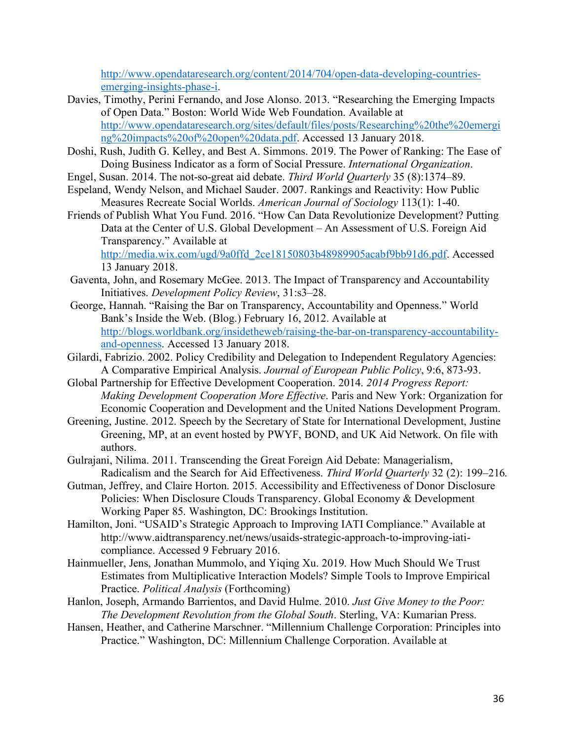http://www.opendataresearch.org/content/2014/704/open-data-developing-countries-emerging-insights-phase-i.

Davies, Timothy, Perini Fernando, and Jose Alonso. 2013. “Researching the Emerging Impacts of Open Data.” Boston: World Wide Web Foundation. Available at http://www.opendataresearch.org/sites/default/files/posts/Researching%20the%20emerging%20impacts%20of%20open%20data.pdf. Accessed 13 January 2018.

Doshi, Rush, Judith G. Kelley, and Best A. Simmons. 2019. The Power of Ranking: The Ease of Doing Business Indicator as a form of Social Pressure. *International Organization*.

Engel, Susan. 2014. The not-so-great aid debate. *Third World Quarterly* 35 (8):1374–89.

Espeland, Wendy Nelson, and Michael Sauder. 2007. Rankings and Reactivity: How Public Measures Recreate Social Worlds. *American Journal of Sociology* 113(1): 1-40.

Friends of Publish What You Fund. 2016. “How Can Data Revolutionize Development? Putting Data at the Center of U.S. Global Development – An Assessment of U.S. Foreign Aid Transparency.” Available at http://media.wix.com/ugd/9a0ffd_2ce18150803b48989905acabf9bb91d6.pdf. Accessed 13 January 2018.

Gaventa, John, and Rosemary McGee. 2013. The Impact of Transparency and Accountability Initiatives. *Development Policy Review*, 31:s3–28.

George, Hannah. “Raising the Bar on Transparency, Accountability and Openness.” World Bank’s Inside the Web. (Blog.) February 16, 2012. Available at http://blogs.worldbank.org/insidetheweb/raising-the-bar-on-transparency-accountability-and-openness. Accessed 13 January 2018.

Gilardi, Fabrizio. 2002. Policy Credibility and Delegation to Independent Regulatory Agencies: A Comparative Empirical Analysis. *Journal of European Public Policy*, 9:6, 873-93.

Global Partnership for Effective Development Cooperation. 2014. *2014 Progress Report: Making Development Cooperation More Effective*. Paris and New York: Organization for Economic Cooperation and Development and the United Nations Development Program.

Greening, Justine. 2012. Speech by the Secretary of State for International Development, Justine Greening, MP, at an event hosted by PWYF, BOND, and UK Aid Network. On file with authors.

Gulrajani, Nilima. 2011. Transcending the Great Foreign Aid Debate: Managerialism, Radicalism and the Search for Aid Effectiveness. *Third World Quarterly* 32 (2): 199–216.

Gutman, Jeffrey, and Claire Horton. 2015. Accessibility and Effectiveness of Donor Disclosure Policies: When Disclosure Clouds Transparency. Global Economy & Development Working Paper 85. Washington, DC: Brookings Institution.

Hamilton, Joni. “USAID’s Strategic Approach to Improving IATI Compliance.” Available at http://www.aidtransparency.net/news/usaids-strategic-approach-to-improving-iati-compliance. Accessed 9 February 2016.

Hainmueller, Jens, Jonathan Mummolo, and Yiqing Xu. 2019. How Much Should We Trust Estimates from Multiplicative Interaction Models? Simple Tools to Improve Empirical Practice. *Political Analysis* (Forthcoming)

Hanlon, Joseph, Armando Barrientos, and David Hulme. 2010. *Just Give Money to the Poor: The Development Revolution from the Global South*. Sterling, VA: Kumarian Press.

Hansen, Heather, and Catherine Marschner. “Millennium Challenge Corporation: Principles into Practice.” Washington, DC: Millennium Challenge Corporation. Available at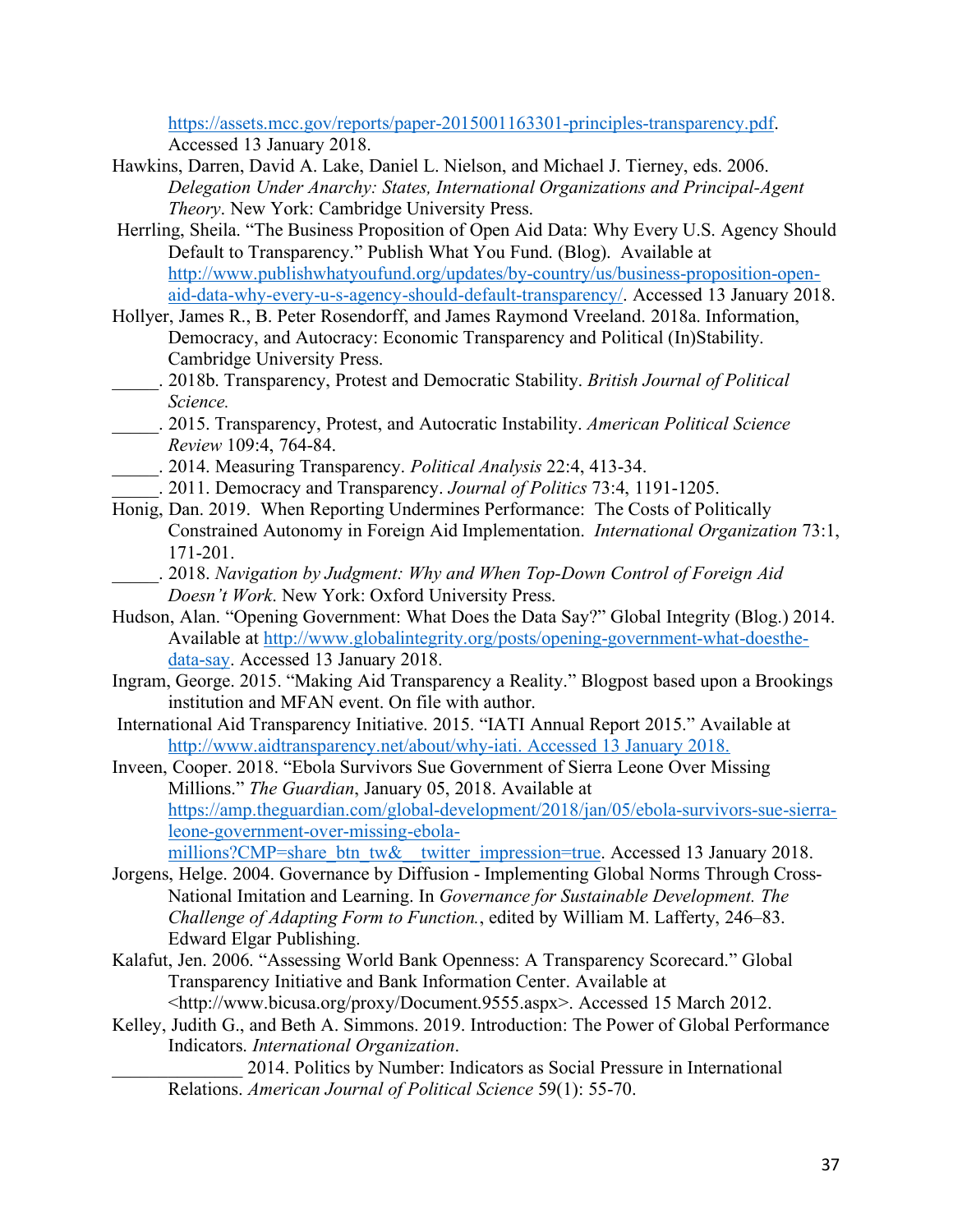https://assets.mcc.gov/reports/paper-2015001163301-principles-transparency.pdf. Accessed 13 January 2018.

Hawkins, Darren, David A. Lake, Daniel L. Nielson, and Michael J. Tierney, eds. 2006. *Delegation Under Anarchy: States, International Organizations and Principal-Agent Theory*. New York: Cambridge University Press.

Herrling, Sheila. "The Business Proposition of Open Aid Data: Why Every U.S. Agency Should Default to Transparency." Publish What You Fund. (Blog). Available at http://www.publishwhatyoufund.org/updates/by-country/us/business-proposition-open-aid-data-why-every-u-s-agency-should-default-transparency/. Accessed 13 January 2018.

Hollyer, James R., B. Peter Rosendorff, and James Raymond Vreeland. 2018a. Information, Democracy, and Autocracy: Economic Transparency and Political (In)Stability. Cambridge University Press.

_____. 2018b. Transparency, Protest and Democratic Stability. *British Journal of Political Science.*

_____. 2015. Transparency, Protest, and Autocratic Instability. *American Political Science Review* 109:4, 764-84.

_____. 2014. Measuring Transparency. *Political Analysis* 22:4, 413-34.

_____. 2011. Democracy and Transparency. *Journal of Politics* 73:4, 1191-1205.

Honig, Dan. 2019. When Reporting Undermines Performance: The Costs of Politically Constrained Autonomy in Foreign Aid Implementation. *International Organization* 73:1, 171-201.

_____. 2018. *Navigation by Judgment: Why and When Top-Down Control of Foreign Aid Doesn't Work*. New York: Oxford University Press.

Hudson, Alan. "Opening Government: What Does the Data Say?" Global Integrity (Blog.) 2014. Available at http://www.globalintegrity.org/posts/opening-government-what-doesthe-data-say. Accessed 13 January 2018.

Ingram, George. 2015. "Making Aid Transparency a Reality." Blogpost based upon a Brookings institution and MFAN event. On file with author.

International Aid Transparency Initiative. 2015. "IATI Annual Report 2015." Available at http://www.aidtransparency.net/about/why-iati. Accessed 13 January 2018.

Inveen, Cooper. 2018. "Ebola Survivors Sue Government of Sierra Leone Over Missing Millions." *The Guardian*, January 05, 2018. Available at https://amp.theguardian.com/global-development/2018/jan/05/ebola-survivors-sue-sierra-leone-government-over-missing-ebola-millions?CMP=share_btn_tw&__twitter_impression=true. Accessed 13 January 2018.

Jorgens, Helge. 2004. Governance by Diffusion - Implementing Global Norms Through Cross-National Imitation and Learning. In *Governance for Sustainable Development. The Challenge of Adapting Form to Function.*, edited by William M. Lafferty, 246–83. Edward Elgar Publishing.

Kalafut, Jen. 2006. "Assessing World Bank Openness: A Transparency Scorecard." Global Transparency Initiative and Bank Information Center. Available at <http://www.bicusa.org/proxy/Document.9555.aspx>. Accessed 15 March 2012.

Kelley, Judith G., and Beth A. Simmons. 2019. Introduction: The Power of Global Performance Indicators. *International Organization*.

_____________ 2014. Politics by Number: Indicators as Social Pressure in International Relations. *American Journal of Political Science* 59(1): 55-70.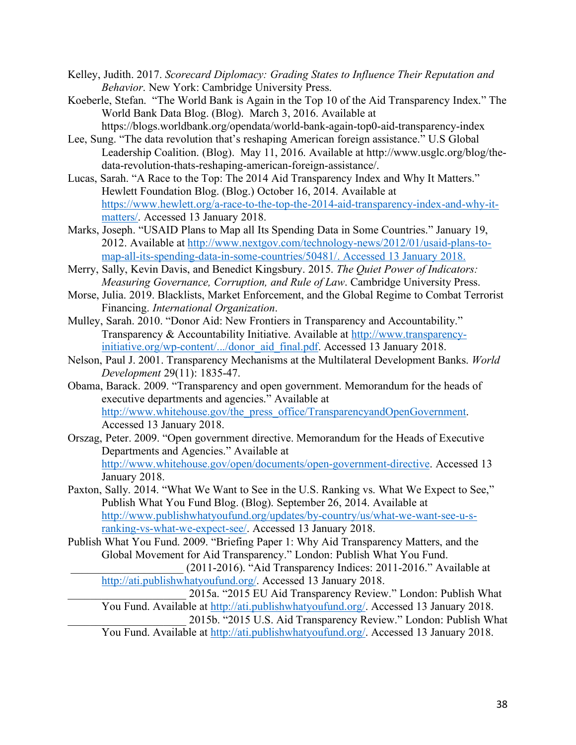Kelley, Judith. 2017. *Scorecard Diplomacy: Grading States to Influence Their Reputation and Behavior*. New York: Cambridge University Press.

Koeberle, Stefan. "The World Bank is Again in the Top 10 of the Aid Transparency Index." The World Bank Data Blog. (Blog). March 3, 2016. Available at https://blogs.worldbank.org/opendata/world-bank-again-top0-aid-transparency-index

Lee, Sung. "The data revolution that's reshaping American foreign assistance." U.S Global Leadership Coalition. (Blog). May 11, 2016. Available at http://www.usglc.org/blog/the-data-revolution-thats-reshaping-american-foreign-assistance/.

Lucas, Sarah. "A Race to the Top: The 2014 Aid Transparency Index and Why It Matters." Hewlett Foundation Blog. (Blog.) October 16, 2014. Available at https://www.hewlett.org/a-race-to-the-top-the-2014-aid-transparency-index-and-why-it-matters/. Accessed 13 January 2018.

Marks, Joseph. "USAID Plans to Map all Its Spending Data in Some Countries." January 19, 2012. Available at http://www.nextgov.com/technology-news/2012/01/usaid-plans-to-map-all-its-spending-data-in-some-countries/50481/. Accessed 13 January 2018.

Merry, Sally, Kevin Davis, and Benedict Kingsbury. 2015. *The Quiet Power of Indicators: Measuring Governance, Corruption, and Rule of Law*. Cambridge University Press.

Morse, Julia. 2019. Blacklists, Market Enforcement, and the Global Regime to Combat Terrorist Financing. *International Organization*.

Mulley, Sarah. 2010. "Donor Aid: New Frontiers in Transparency and Accountability." Transparency & Accountability Initiative. Available at http://www.transparency-initiative.org/wp-content/.../donor_aid_final.pdf. Accessed 13 January 2018.

Nelson, Paul J. 2001. Transparency Mechanisms at the Multilateral Development Banks. *World Development* 29(11): 1835-47.

Obama, Barack. 2009. "Transparency and open government. Memorandum for the heads of executive departments and agencies." Available at http://www.whitehouse.gov/the_press_office/TransparencyandOpenGovernment. Accessed 13 January 2018.

Orszag, Peter. 2009. "Open government directive. Memorandum for the Heads of Executive Departments and Agencies." Available at http://www.whitehouse.gov/open/documents/open-government-directive. Accessed 13 January 2018.

Paxton, Sally. 2014. "What We Want to See in the U.S. Ranking vs. What We Expect to See," Publish What You Fund Blog. (Blog). September 26, 2014. Available at http://www.publishwhatyoufund.org/updates/by-country/us/what-we-want-see-u-s-ranking-vs-what-we-expect-see/. Accessed 13 January 2018.

Publish What You Fund. 2009. "Briefing Paper 1: Why Aid Transparency Matters, and the Global Movement for Aid Transparency." London: Publish What You Fund.

____________________ (2011-2016). "Aid Transparency Indices: 2011-2016." Available at http://ati.publishwhatyoufund.org/. Accessed 13 January 2018.

_____________________ 2015a. "2015 EU Aid Transparency Review." London: Publish What You Fund. Available at http://ati.publishwhatyoufund.org/. Accessed 13 January 2018.

_____________________ 2015b. "2015 U.S. Aid Transparency Review." London: Publish What You Fund. Available at http://ati.publishwhatyoufund.org/. Accessed 13 January 2018.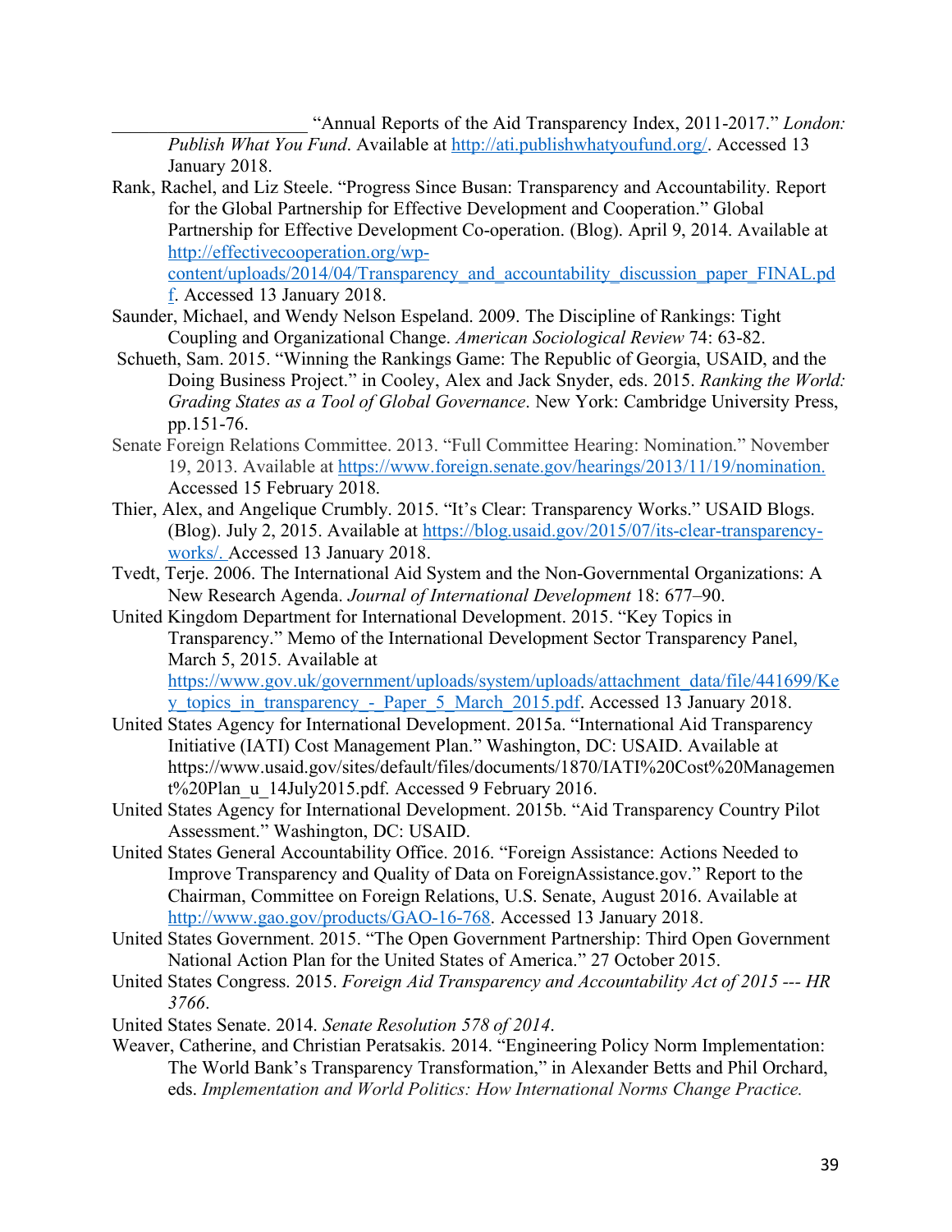______________________ "Annual Reports of the Aid Transparency Index, 2011-2017." *London: Publish What You Fund*. Available at http://ati.publishwhatyoufund.org/. Accessed 13 January 2018.

Rank, Rachel, and Liz Steele. "Progress Since Busan: Transparency and Accountability. Report for the Global Partnership for Effective Development and Cooperation." Global Partnership for Effective Development Co-operation. (Blog). April 9, 2014. Available at http://effectivecooperation.org/wp-content/uploads/2014/04/Transparency_and_accountability_discussion_paper_FINAL.pdf. Accessed 13 January 2018.

Saunder, Michael, and Wendy Nelson Espeland. 2009. The Discipline of Rankings: Tight Coupling and Organizational Change. *American Sociological Review* 74: 63-82.

Schueth, Sam. 2015. "Winning the Rankings Game: The Republic of Georgia, USAID, and the Doing Business Project." in Cooley, Alex and Jack Snyder, eds. 2015. *Ranking the World: Grading States as a Tool of Global Governance*. New York: Cambridge University Press, pp.151-76.

Senate Foreign Relations Committee. 2013. "Full Committee Hearing: Nomination." November 19, 2013. Available at https://www.foreign.senate.gov/hearings/2013/11/19/nomination. Accessed 15 February 2018.

Thier, Alex, and Angelique Crumbly. 2015. "It's Clear: Transparency Works." USAID Blogs. (Blog). July 2, 2015. Available at https://blog.usaid.gov/2015/07/its-clear-transparency-works/. Accessed 13 January 2018.

Tvedt, Terje. 2006. The International Aid System and the Non-Governmental Organizations: A New Research Agenda. *Journal of International Development* 18: 677–90.

United Kingdom Department for International Development. 2015. "Key Topics in Transparency." Memo of the International Development Sector Transparency Panel, March 5, 2015. Available at https://www.gov.uk/government/uploads/system/uploads/attachment_data/file/441699/Key_topics_in_transparency_-_Paper_5_March_2015.pdf. Accessed 13 January 2018.

United States Agency for International Development. 2015a. "International Aid Transparency Initiative (IATI) Cost Management Plan." Washington, DC: USAID. Available at https://www.usaid.gov/sites/default/files/documents/1870/IATI%20Cost%20Management%20Plan_u_14July2015.pdf. Accessed 9 February 2016.

United States Agency for International Development. 2015b. "Aid Transparency Country Pilot Assessment." Washington, DC: USAID.

United States General Accountability Office. 2016. "Foreign Assistance: Actions Needed to Improve Transparency and Quality of Data on ForeignAssistance.gov." Report to the Chairman, Committee on Foreign Relations, U.S. Senate, August 2016. Available at http://www.gao.gov/products/GAO-16-768. Accessed 13 January 2018.

United States Government. 2015. "The Open Government Partnership: Third Open Government National Action Plan for the United States of America." 27 October 2015.

United States Congress. 2015. *Foreign Aid Transparency and Accountability Act of 2015 --- HR 3766*.

United States Senate. 2014. *Senate Resolution 578 of 2014*.

Weaver, Catherine, and Christian Peratsakis. 2014. "Engineering Policy Norm Implementation: The World Bank's Transparency Transformation," in Alexander Betts and Phil Orchard, eds. *Implementation and World Politics: How International Norms Change Practice.*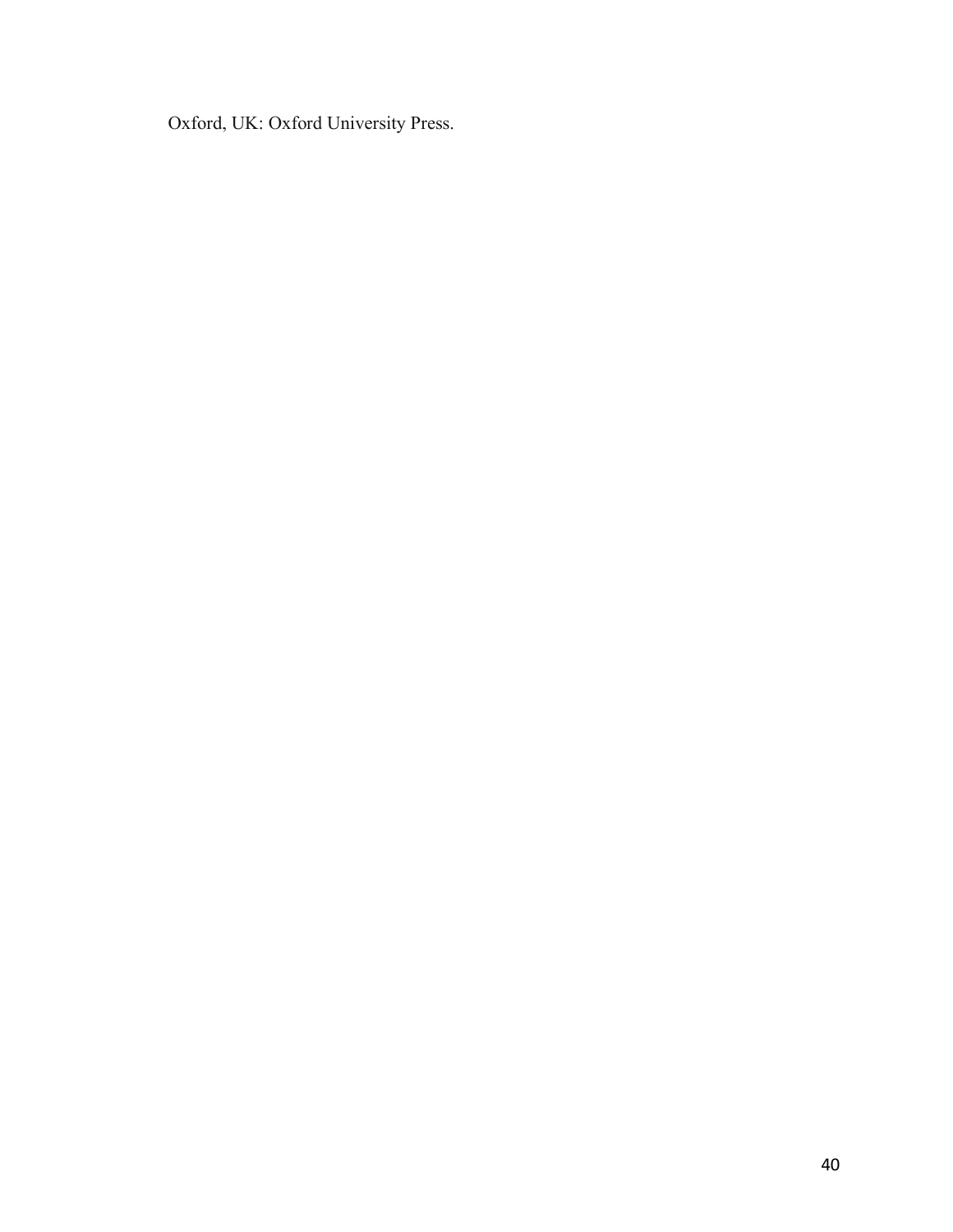Oxford, UK: Oxford University Press.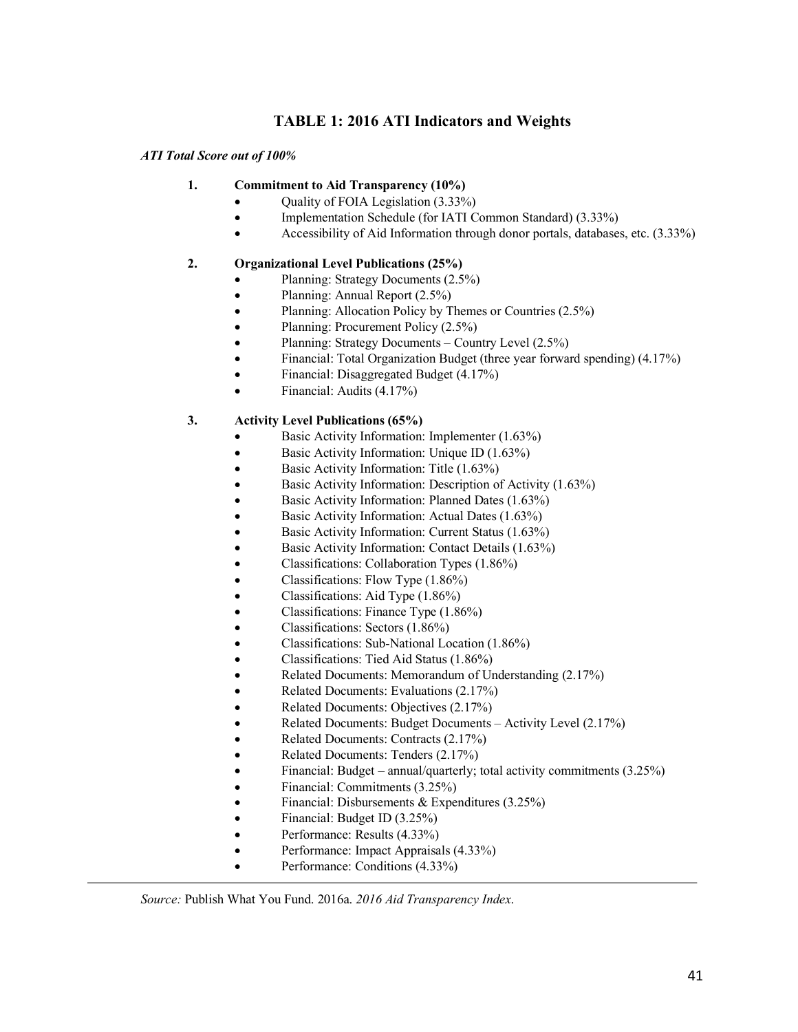## TABLE 1: 2016 ATI Indicators and Weights

*ATI Total Score out of 100%*

1. **Commitment to Aid Transparency (10%)**
   - Quality of FOIA Legislation (3.33%)
   - Implementation Schedule (for IATI Common Standard) (3.33%)
   - Accessibility of Aid Information through donor portals, databases, etc. (3.33%)

2. **Organizational Level Publications (25%)**
   - Planning: Strategy Documents (2.5%)
   - Planning: Annual Report (2.5%)
   - Planning: Allocation Policy by Themes or Countries (2.5%)
   - Planning: Procurement Policy (2.5%)
   - Planning: Strategy Documents – Country Level (2.5%)
   - Financial: Total Organization Budget (three year forward spending) (4.17%)
   - Financial: Disaggregated Budget (4.17%)
   - Financial: Audits (4.17%)

3. **Activity Level Publications (65%)**
   - Basic Activity Information: Implementer (1.63%)
   - Basic Activity Information: Unique ID (1.63%)
   - Basic Activity Information: Title (1.63%)
   - Basic Activity Information: Description of Activity (1.63%)
   - Basic Activity Information: Planned Dates (1.63%)
   - Basic Activity Information: Actual Dates (1.63%)
   - Basic Activity Information: Current Status (1.63%)
   - Basic Activity Information: Contact Details (1.63%)
   - Classifications: Collaboration Types (1.86%)
   - Classifications: Flow Type (1.86%)
   - Classifications: Aid Type (1.86%)
   - Classifications: Finance Type (1.86%)
   - Classifications: Sectors (1.86%)
   - Classifications: Sub-National Location (1.86%)
   - Classifications: Tied Aid Status (1.86%)
   - Related Documents: Memorandum of Understanding (2.17%)
   - Related Documents: Evaluations (2.17%)
   - Related Documents: Objectives (2.17%)
   - Related Documents: Budget Documents – Activity Level (2.17%)
   - Related Documents: Contracts (2.17%)
   - Related Documents: Tenders (2.17%)
   - Financial: Budget – annual/quarterly; total activity commitments (3.25%)
   - Financial: Commitments (3.25%)
   - Financial: Disbursements & Expenditures (3.25%)
   - Financial: Budget ID (3.25%)
   - Performance: Results (4.33%)
   - Performance: Impact Appraisals (4.33%)
   - Performance: Conditions (4.33%)

*Source:* Publish What You Fund. 2016a. *2016 Aid Transparency Index*.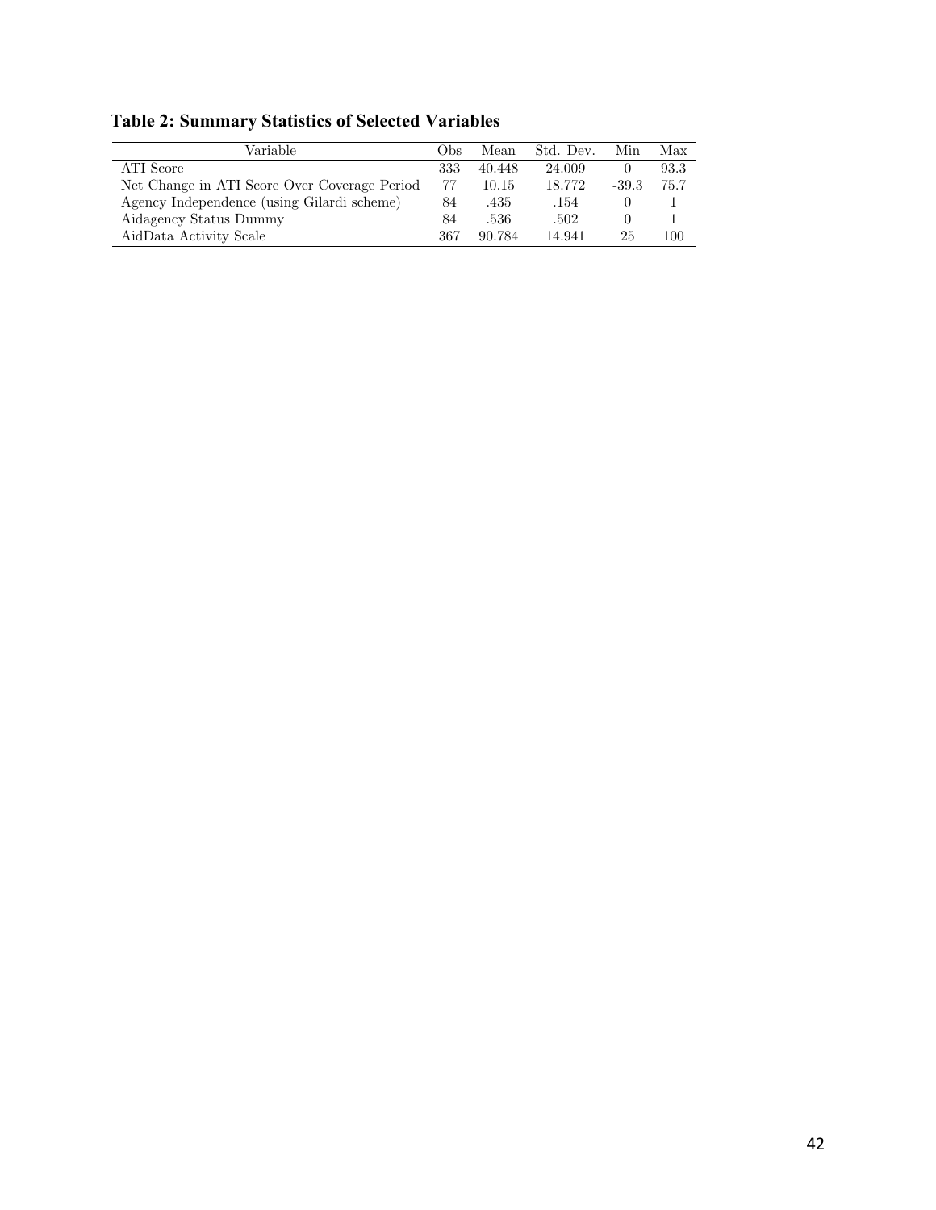**Table 2: Summary Statistics of Selected Variables**

| Variable | Obs | Mean | Std. Dev. | Min | Max |
|---|---|---|---|---|---|
| ATI Score | 333 | 40.448 | 24.009 | 0 | 93.3 |
| Net Change in ATI Score Over Coverage Period | 77 | 10.15 | 18.772 | -39.3 | 75.7 |
| Agency Independence (using Gilardi scheme) | 84 | .435 | .154 | 0 | 1 |
| Aidagency Status Dummy | 84 | .536 | .502 | 0 | 1 |
| AidData Activity Scale | 367 | 90.784 | 14.941 | 25 | 100 |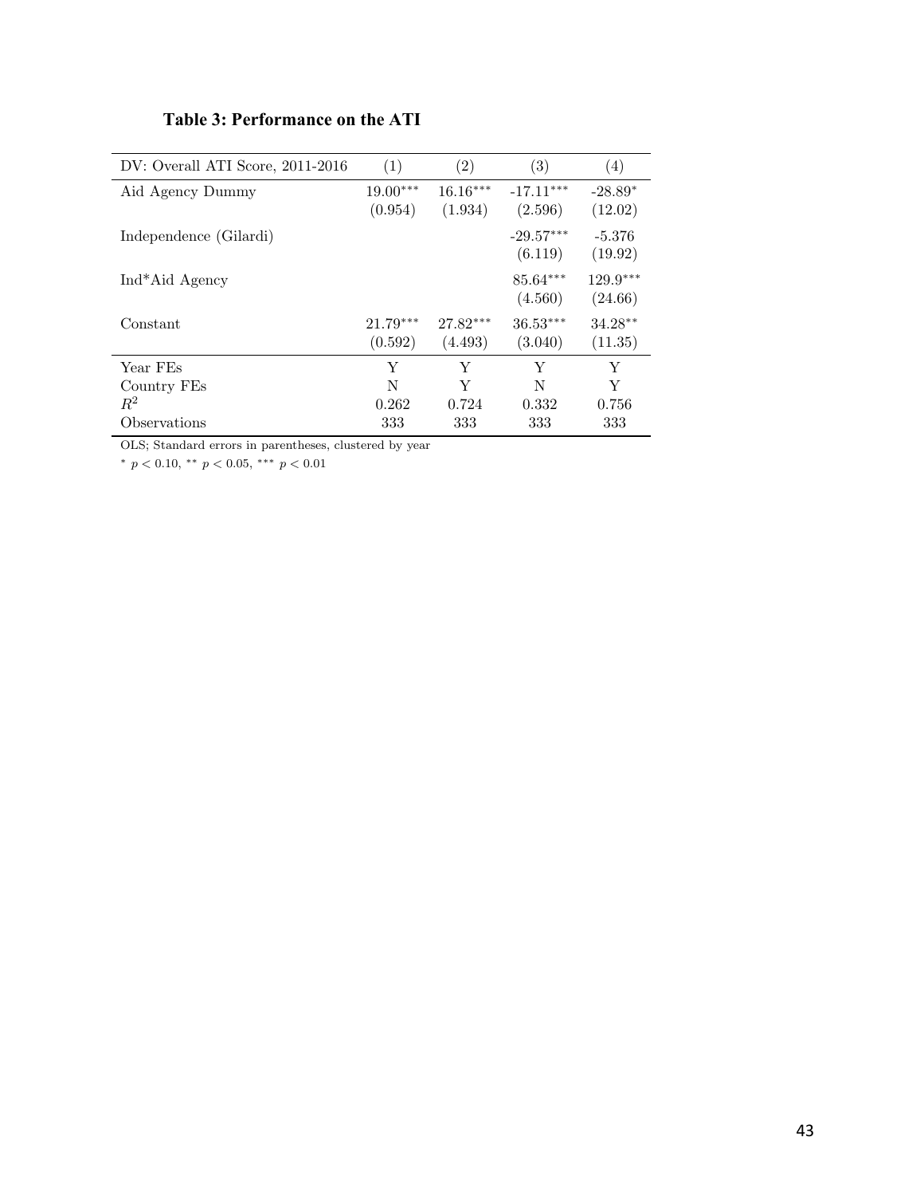**Table 3: Performance on the ATI**

| DV: Overall ATI Score, 2011-2016 | (1) | (2) | (3) | (4) |
|---|---|---|---|---|
| Aid Agency Dummy | 19.00*** | 16.16*** | -17.11*** | -28.89* |
| | (0.954) | (1.934) | (2.596) | (12.02) |
| Independence (Gilardi) | | | -29.57*** | -5.376 |
| | | | (6.119) | (19.92) |
| Ind*Aid Agency | | | 85.64*** | 129.9*** |
| | | | (4.560) | (24.66) |
| Constant | 21.79*** | 27.82*** | 36.53*** | 34.28** |
| | (0.592) | (4.493) | (3.040) | (11.35) |
| Year FEs | Y | Y | Y | Y |
| Country FEs | N | Y | N | Y |
| $R^2$ | 0.262 | 0.724 | 0.332 | 0.756 |
| Observations | 333 | 333 | 333 | 333 |

OLS; Standard errors in parentheses, clustered by year

* $p < 0.10$, ** $p < 0.05$, *** $p < 0.01$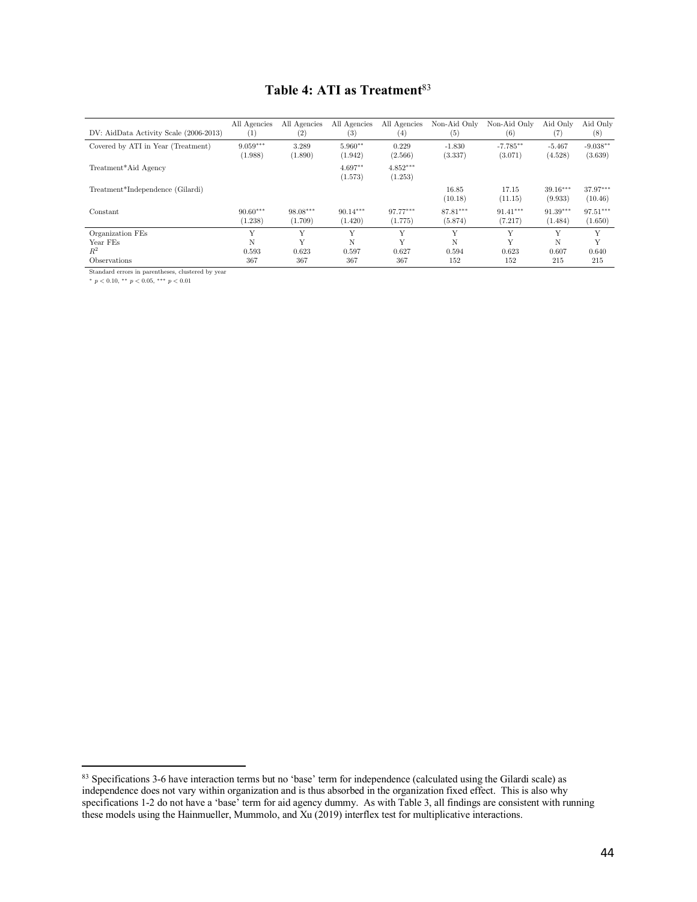**Table 4: ATI as Treatment**[83]

| DV: AidData Activity Scale (2006-2013) | All Agencies (1) | All Agencies (2) | All Agencies (3) | All Agencies (4) | Non-Aid Only (5) | Non-Aid Only (6) | Aid Only (7) | Aid Only (8) |
|---|---|---|---|---|---|---|---|---|
| Covered by ATI in Year (Treatment) | 9.059*** | 3.289 | 5.960** | 0.229 | -1.830 | -7.785** | -5.467 | -9.038** |
| | (1.988) | (1.890) | (1.942) | (2.566) | (3.337) | (3.071) | (4.528) | (3.639) |
| Treatment*Aid Agency | | | 4.697** | 4.852*** | | | | |
| | | | (1.573) | (1.253) | | | | |
| Treatment*Independence (Gilardi) | | | | | 16.85 | 17.15 | 39.16*** | 37.97*** |
| | | | | | (10.18) | (11.15) | (9.933) | (10.46) |
| Constant | 90.60*** | 98.08*** | 90.14*** | 97.77*** | 87.81*** | 91.41*** | 91.39*** | 97.51*** |
| | (1.238) | (1.709) | (1.420) | (1.775) | (5.874) | (7.217) | (1.484) | (1.650) |
| Organization FEs | Y | Y | Y | Y | Y | Y | Y | Y |
| Year FEs | N | Y | N | Y | N | Y | N | Y |
| $R^2$ | 0.593 | 0.623 | 0.597 | 0.627 | 0.594 | 0.623 | 0.607 | 0.640 |
| Observations | 367 | 367 | 367 | 367 | 152 | 152 | 215 | 215 |

Standard errors in parentheses, clustered by year

* $p < 0.10$, ** $p < 0.05$, *** $p < 0.01$

[83] Specifications 3-6 have interaction terms but no 'base' term for independence (calculated using the Gilardi scale) as independence does not vary within organization and is thus absorbed in the organization fixed effect. This is also why specifications 1-2 do not have a 'base' term for aid agency dummy. As with Table 3, all findings are consistent with running these models using the Hainmueller, Mummolo, and Xu (2019) interflex test for multiplicative interactions.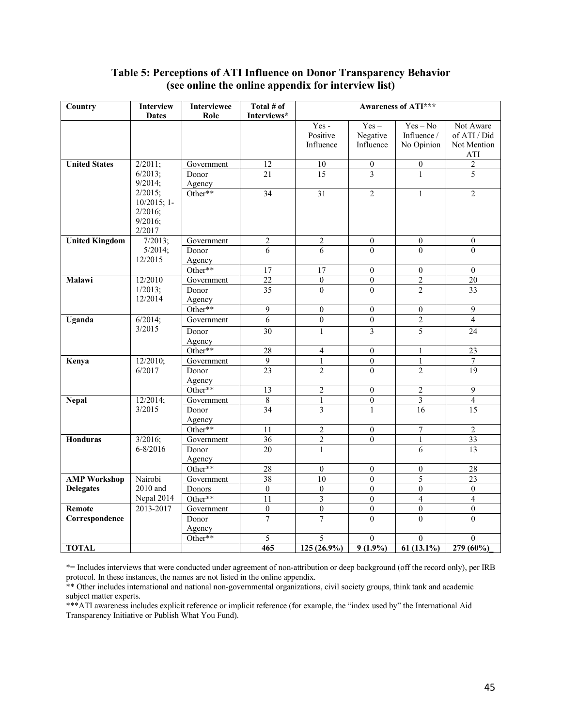## Table 5: Perceptions of ATI Influence on Donor Transparency Behavior (see online the online appendix for interview list)

| Country | Interview Dates | Interviewee Role | Total # of Interviews* | Awareness of ATI*** | | | |
|---|---|---|---|---|---|---|---|
| | | | | Yes - Positive Influence | Yes – Negative Influence | Yes – No Influence / No Opinion | Not Aware of ATI / Did Not Mention ATI |
| **United States** | 2/2011; 6/2013; 9/2014; 2/2015; 10/2015; 1-2/2016; 9/2016; 2/2017 | Government | 12 | 10 | 0 | 0 | 2 |
| | | Donor Agency | 21 | 15 | 3 | 1 | 5 |
| | | Other** | 34 | 31 | 2 | 1 | 2 |
| **United Kingdom** | 7/2013; 5/2014; 12/2015 | Government | 2 | 2 | 0 | 0 | 0 |
| | | Donor Agency | 6 | 6 | 0 | 0 | 0 |
| | | Other** | 17 | 17 | 0 | 0 | 0 |
| **Malawi** | 12/2010 1/2013; 12/2014 | Government | 22 | 0 | 0 | 2 | 20 |
| | | Donor Agency | 35 | 0 | 0 | 2 | 33 |
| | | Other** | 9 | 0 | 0 | 0 | 9 |
| **Uganda** | 6/2014; 3/2015 | Government | 6 | 0 | 0 | 2 | 4 |
| | | Donor Agency | 30 | 1 | 3 | 5 | 24 |
| | | Other** | 28 | 4 | 0 | 1 | 23 |
| **Kenya** | 12/2010; 6/2017 | Government | 9 | 1 | 0 | 1 | 7 |
| | | Donor Agency | 23 | 2 | 0 | 2 | 19 |
| | | Other** | 13 | 2 | 0 | 2 | 9 |
| **Nepal** | 12/2014; 3/2015 | Government | 8 | 1 | 0 | 3 | 4 |
| | | Donor Agency | 34 | 3 | 1 | 16 | 15 |
| | | Other** | 11 | 2 | 0 | 7 | 2 |
| **Honduras** | 3/2016; 6-8/2016 | Government | 36 | 2 | 0 | 1 | 33 |
| | | Donor Agency | 20 | 1 | | 6 | 13 |
| | | Other** | 28 | 0 | 0 | 0 | 28 |
| **AMP Workshop Delegates** | Nairobi 2010 and Nepal 2014 | Government | 38 | 10 | 0 | 5 | 23 |
| | | Donors | 0 | 0 | 0 | 0 | 0 |
| | | Other** | 11 | 3 | 0 | 4 | 4 |
| **Remote Correspondence** | 2013-2017 | Government | 0 | 0 | 0 | 0 | 0 |
| | | Donor Agency | 7 | 7 | 0 | 0 | 0 |
| | | Other** | 5 | 5 | 0 | 0 | 0 |
| **TOTAL** | | | **465** | **125 (26.9%)** | **9 (1.9%)** | **61 (13.1%)** | **279 (60%)_** |

*= Includes interviews that were conducted under agreement of non-attribution or deep background (off the record only), per IRB protocol. In these instances, the names are not listed in the online appendix.

** Other includes international and national non-governmental organizations, civil society groups, think tank and academic subject matter experts.

***ATI awareness includes explicit reference or implicit reference (for example, the "index used by" the International Aid Transparency Initiative or Publish What You Fund).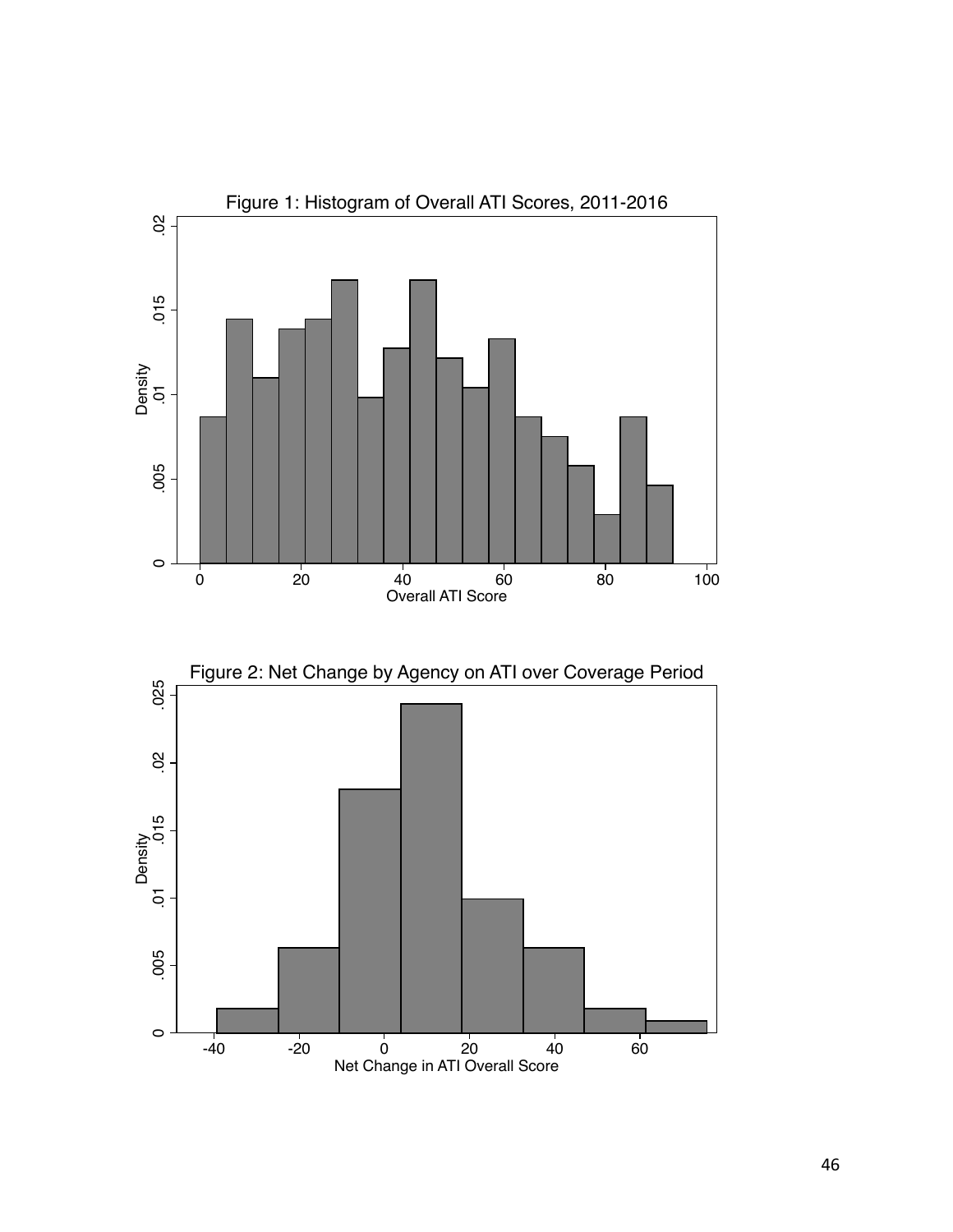Figure 1: Histogram of Overall ATI Scores, 2011-2016

Figure 2: Net Change by Agency on ATI over Coverage Period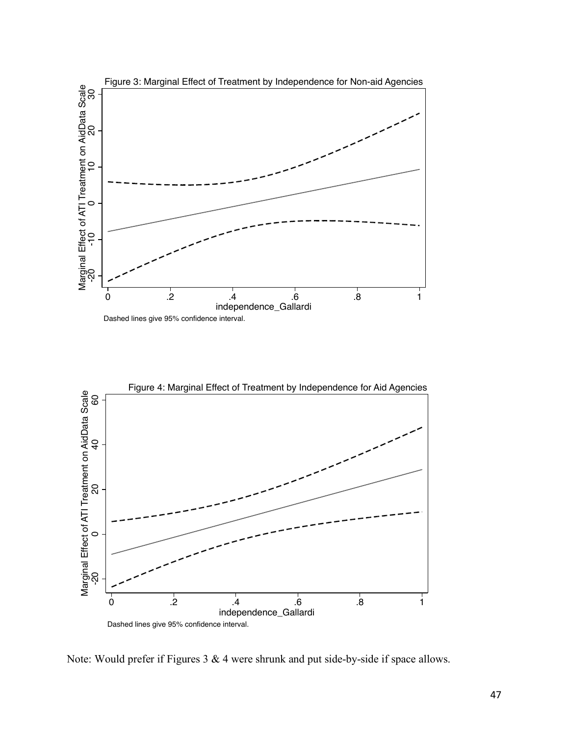Figure 3: Marginal Effect of Treatment by Independence for Non-aid Agencies

Marginal Effect of ATI Treatment on AidData Scale

30
20
10
0
-10
-20

0
.2
.4
.6
.8
1

independence_Gallardi

Dashed lines give 95% confidence interval.

Figure 4: Marginal Effect of Treatment by Independence for Aid Agencies

Marginal Effect of ATI Treatment on AidData Scale

60
40
20
0
-20

0
.2
.4
.6
.8
1

independence_Gallardi

Dashed lines give 95% confidence interval.

Note: Would prefer if Figures 3 & 4 were shrunk and put side-by-side if space allows.